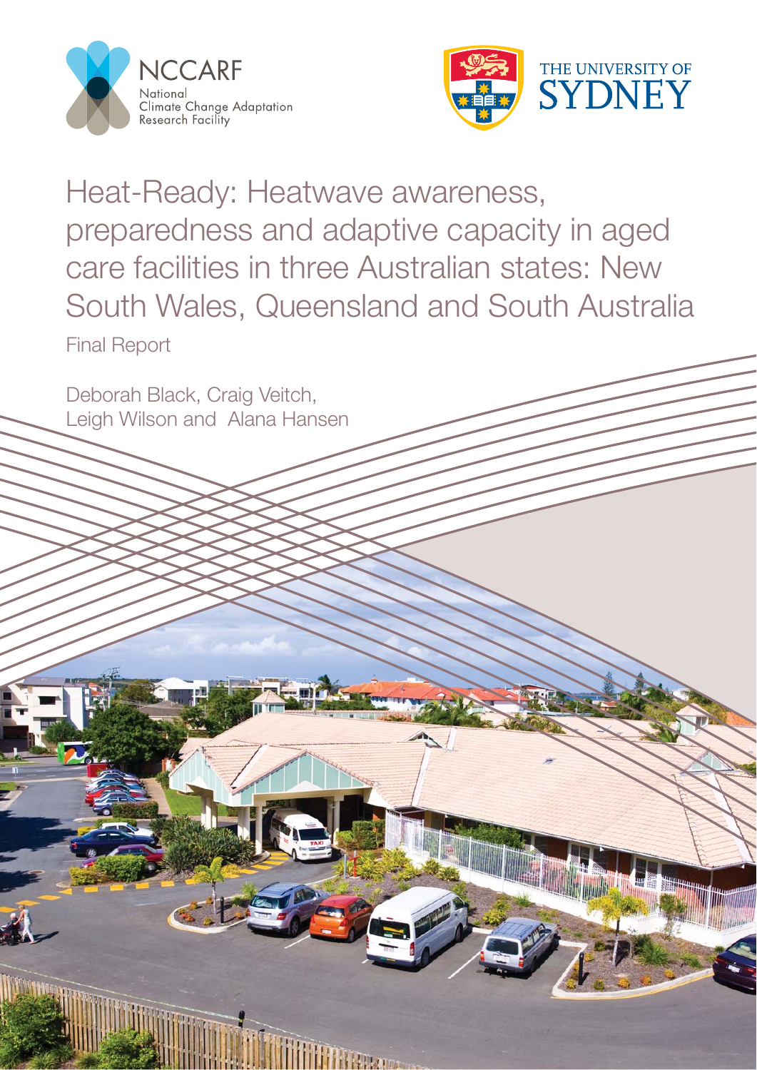NCCARF
National Climate Change Adaptation Research Facility

THE UNIVERSITY OF SYDNEY

# Heat-Ready: Heatwave awareness, preparedness and adaptive capacity in aged care facilities in three Australian states: New South Wales, Queensland and South Australia

Final Report

Deborah Black, Craig Veitch, Leigh Wilson and Alana Hansen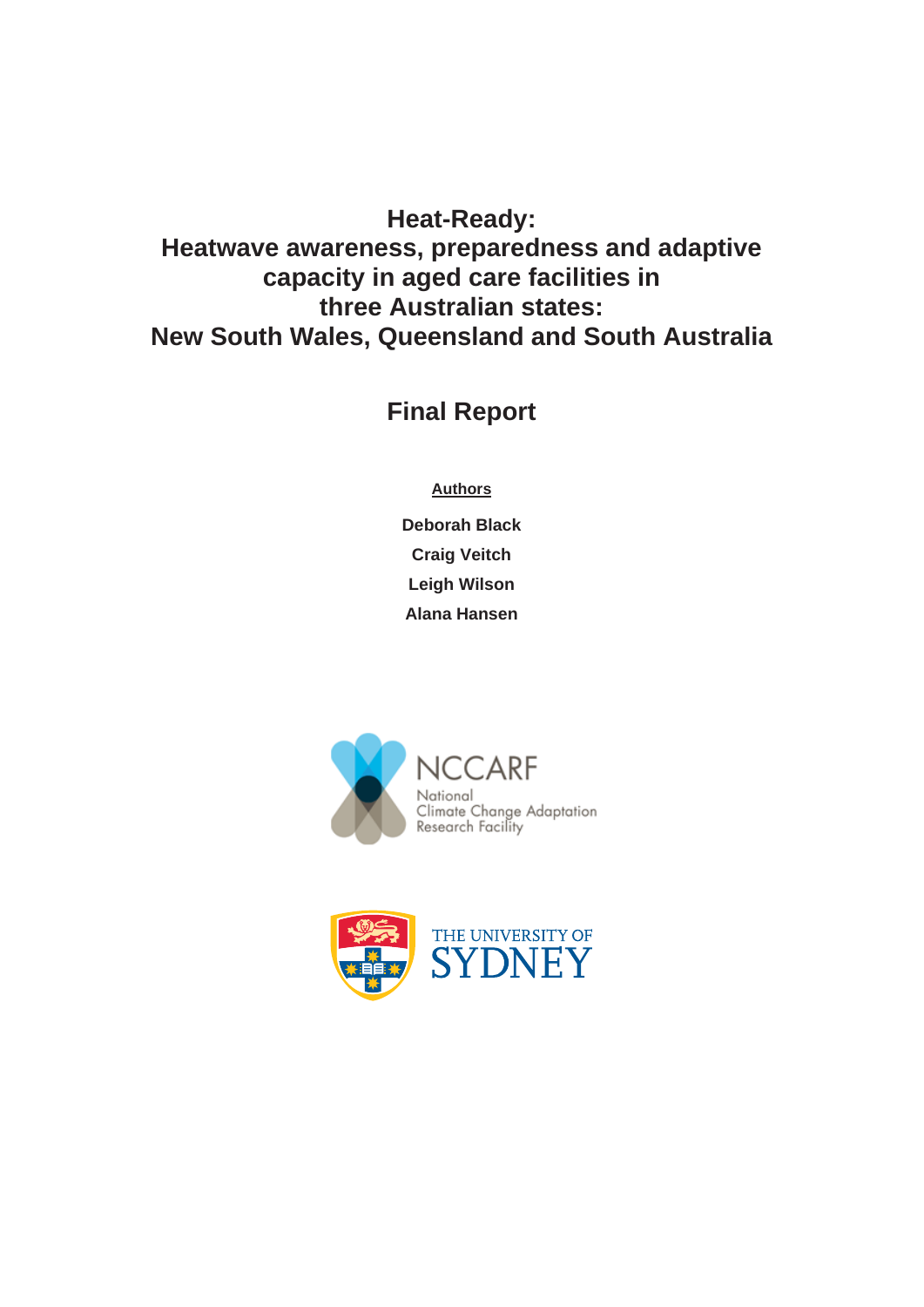# Heat-Ready:
# Heatwave awareness, preparedness and adaptive capacity in aged care facilities in three Australian states: New South Wales, Queensland and South Australia

## Final Report

**Authors**

**Deborah Black**

**Craig Veitch**

**Leigh Wilson**

**Alana Hansen**

NCCARF
National
Climate Change Adaptation
Research Facility

THE UNIVERSITY OF
SYDNEY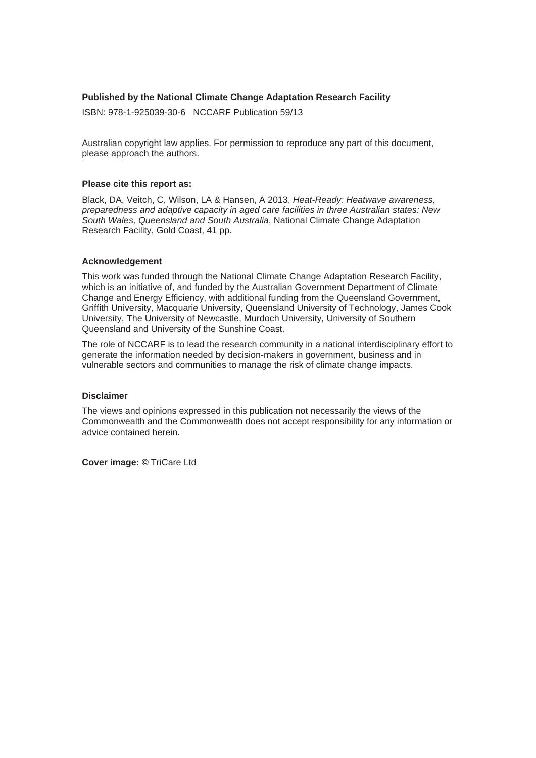**Published by the National Climate Change Adaptation Research Facility**

ISBN: 978-1-925039-30-6 NCCARF Publication 59/13

Australian copyright law applies. For permission to reproduce any part of this document, please approach the authors.

**Please cite this report as:**

Black, DA, Veitch, C, Wilson, LA & Hansen, A 2013, *Heat-Ready: Heatwave awareness, preparedness and adaptive capacity in aged care facilities in three Australian states: New South Wales, Queensland and South Australia*, National Climate Change Adaptation Research Facility, Gold Coast, 41 pp.

**Acknowledgement**

This work was funded through the National Climate Change Adaptation Research Facility, which is an initiative of, and funded by the Australian Government Department of Climate Change and Energy Efficiency, with additional funding from the Queensland Government, Griffith University, Macquarie University, Queensland University of Technology, James Cook University, The University of Newcastle, Murdoch University, University of Southern Queensland and University of the Sunshine Coast.

The role of NCCARF is to lead the research community in a national interdisciplinary effort to generate the information needed by decision-makers in government, business and in vulnerable sectors and communities to manage the risk of climate change impacts.

**Disclaimer**

The views and opinions expressed in this publication not necessarily the views of the Commonwealth and the Commonwealth does not accept responsibility for any information or advice contained herein.

**Cover image: ©** TriCare Ltd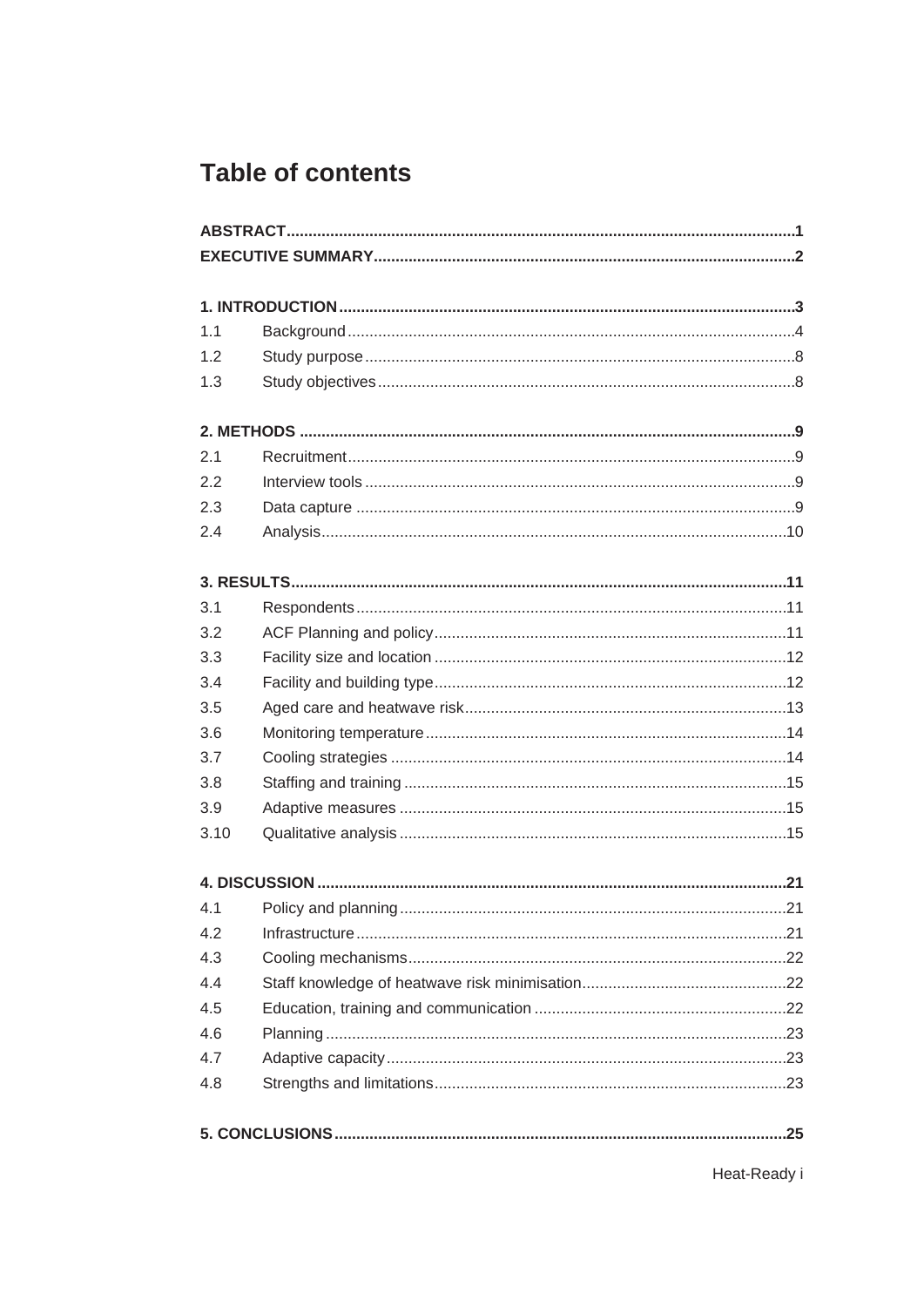# Table of contents

**ABSTRACT** ..... **1**

**EXECUTIVE SUMMARY** ..... **2**

**1. INTRODUCTION** ..... **3**

1.1 Background ..... 4
1.2 Study purpose ..... 8
1.3 Study objectives ..... 8

**2. METHODS** ..... **9**

2.1 Recruitment ..... 9
2.2 Interview tools ..... 9
2.3 Data capture ..... 9
2.4 Analysis ..... 10

**3. RESULTS** ..... **11**

3.1 Respondents ..... 11
3.2 ACF Planning and policy ..... 11
3.3 Facility size and location ..... 12
3.4 Facility and building type ..... 12
3.5 Aged care and heatwave risk ..... 13
3.6 Monitoring temperature ..... 14
3.7 Cooling strategies ..... 14
3.8 Staffing and training ..... 15
3.9 Adaptive measures ..... 15
3.10 Qualitative analysis ..... 15

**4. DISCUSSION** ..... **21**

4.1 Policy and planning ..... 21
4.2 Infrastructure ..... 21
4.3 Cooling mechanisms ..... 22
4.4 Staff knowledge of heatwave risk minimisation ..... 22
4.5 Education, training and communication ..... 22
4.6 Planning ..... 23
4.7 Adaptive capacity ..... 23
4.8 Strengths and limitations ..... 23

**5. CONCLUSIONS** ..... **25**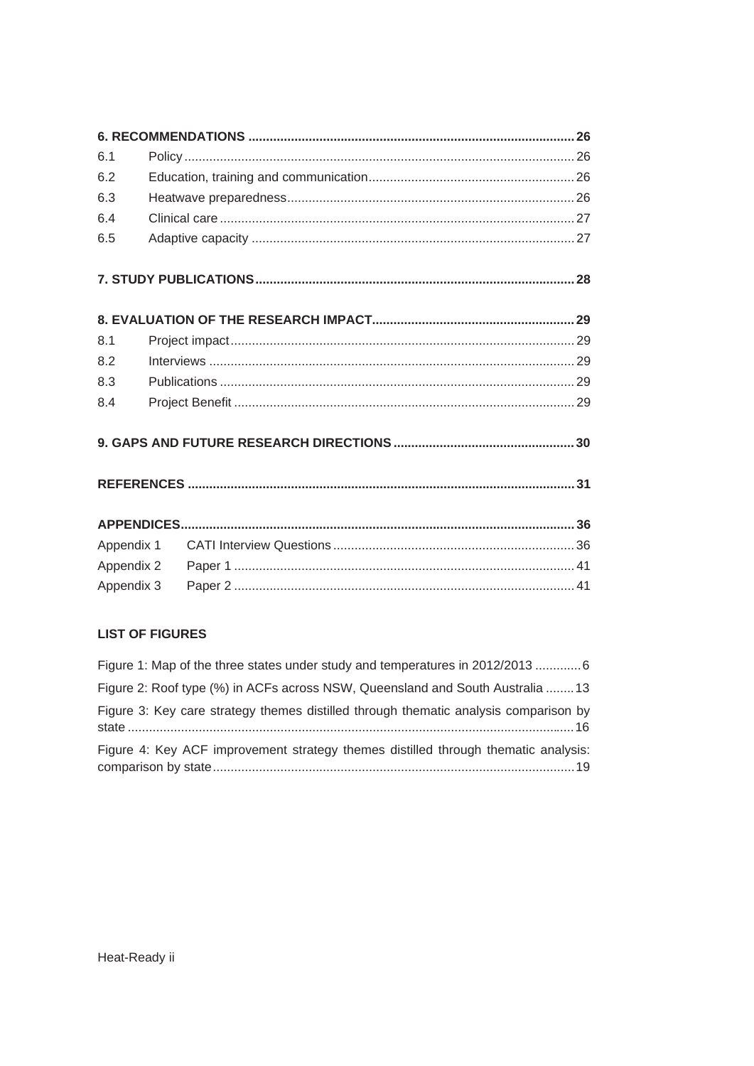| | | |
|---|---|---|
| **6. RECOMMENDATIONS** | | **26** |
| 6.1 | Policy | 26 |
| 6.2 | Education, training and communication | 26 |
| 6.3 | Heatwave preparedness | 26 |
| 6.4 | Clinical care | 27 |
| 6.5 | Adaptive capacity | 27 |
| **7. STUDY PUBLICATIONS** | | **28** |
| **8. EVALUATION OF THE RESEARCH IMPACT** | | **29** |
| 8.1 | Project impact | 29 |
| 8.2 | Interviews | 29 |
| 8.3 | Publications | 29 |
| 8.4 | Project Benefit | 29 |
| **9. GAPS AND FUTURE RESEARCH DIRECTIONS** | | **30** |
| **REFERENCES** | | **31** |
| **APPENDICES** | | **36** |
| Appendix 1 | CATI Interview Questions | 36 |
| Appendix 2 | Paper 1 | 41 |
| Appendix 3 | Paper 2 | 41 |

## LIST OF FIGURES

| | |
|---|---|
| Figure 1: Map of the three states under study and temperatures in 2012/2013 | 6 |
| Figure 2: Roof type (%) in ACFs across NSW, Queensland and South Australia | 13 |
| Figure 3: Key care strategy themes distilled through thematic analysis comparison by state | 16 |
| Figure 4: Key ACF improvement strategy themes distilled through thematic analysis: comparison by state | 19 |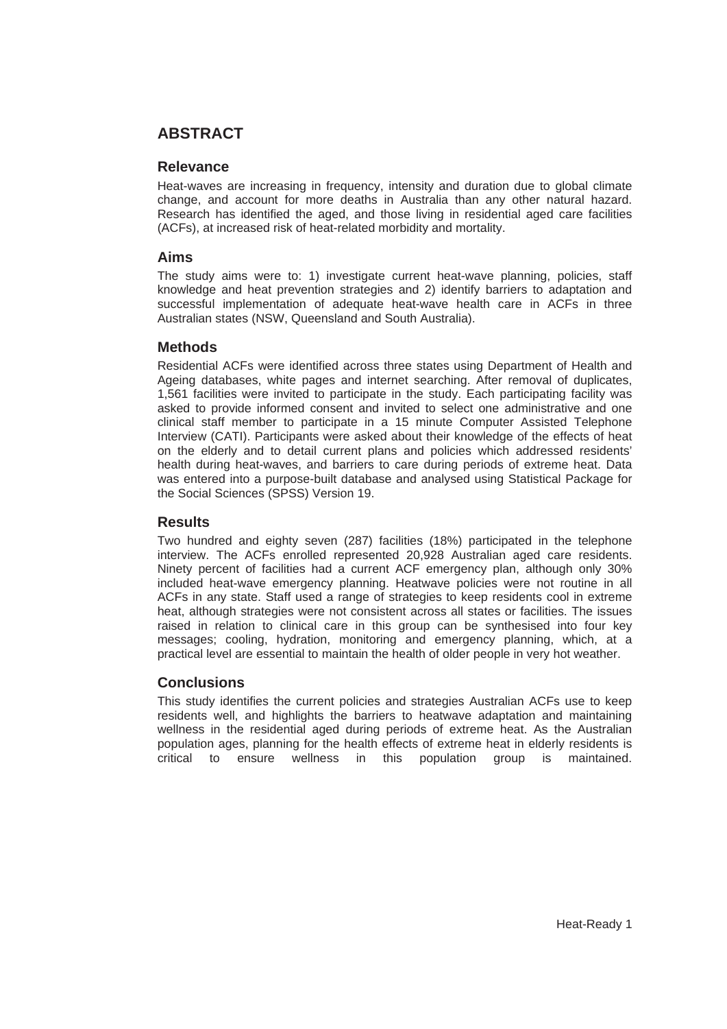# ABSTRACT

## Relevance

Heat-waves are increasing in frequency, intensity and duration due to global climate change, and account for more deaths in Australia than any other natural hazard. Research has identified the aged, and those living in residential aged care facilities (ACFs), at increased risk of heat-related morbidity and mortality.

## Aims

The study aims were to: 1) investigate current heat-wave planning, policies, staff knowledge and heat prevention strategies and 2) identify barriers to adaptation and successful implementation of adequate heat-wave health care in ACFs in three Australian states (NSW, Queensland and South Australia).

## Methods

Residential ACFs were identified across three states using Department of Health and Ageing databases, white pages and internet searching. After removal of duplicates, 1,561 facilities were invited to participate in the study. Each participating facility was asked to provide informed consent and invited to select one administrative and one clinical staff member to participate in a 15 minute Computer Assisted Telephone Interview (CATI). Participants were asked about their knowledge of the effects of heat on the elderly and to detail current plans and policies which addressed residents' health during heat-waves, and barriers to care during periods of extreme heat. Data was entered into a purpose-built database and analysed using Statistical Package for the Social Sciences (SPSS) Version 19.

## Results

Two hundred and eighty seven (287) facilities (18%) participated in the telephone interview. The ACFs enrolled represented 20,928 Australian aged care residents. Ninety percent of facilities had a current ACF emergency plan, although only 30% included heat-wave emergency planning. Heatwave policies were not routine in all ACFs in any state. Staff used a range of strategies to keep residents cool in extreme heat, although strategies were not consistent across all states or facilities. The issues raised in relation to clinical care in this group can be synthesised into four key messages; cooling, hydration, monitoring and emergency planning, which, at a practical level are essential to maintain the health of older people in very hot weather.

## Conclusions

This study identifies the current policies and strategies Australian ACFs use to keep residents well, and highlights the barriers to heatwave adaptation and maintaining wellness in the residential aged during periods of extreme heat. As the Australian population ages, planning for the health effects of extreme heat in elderly residents is critical to ensure wellness in this population group is maintained.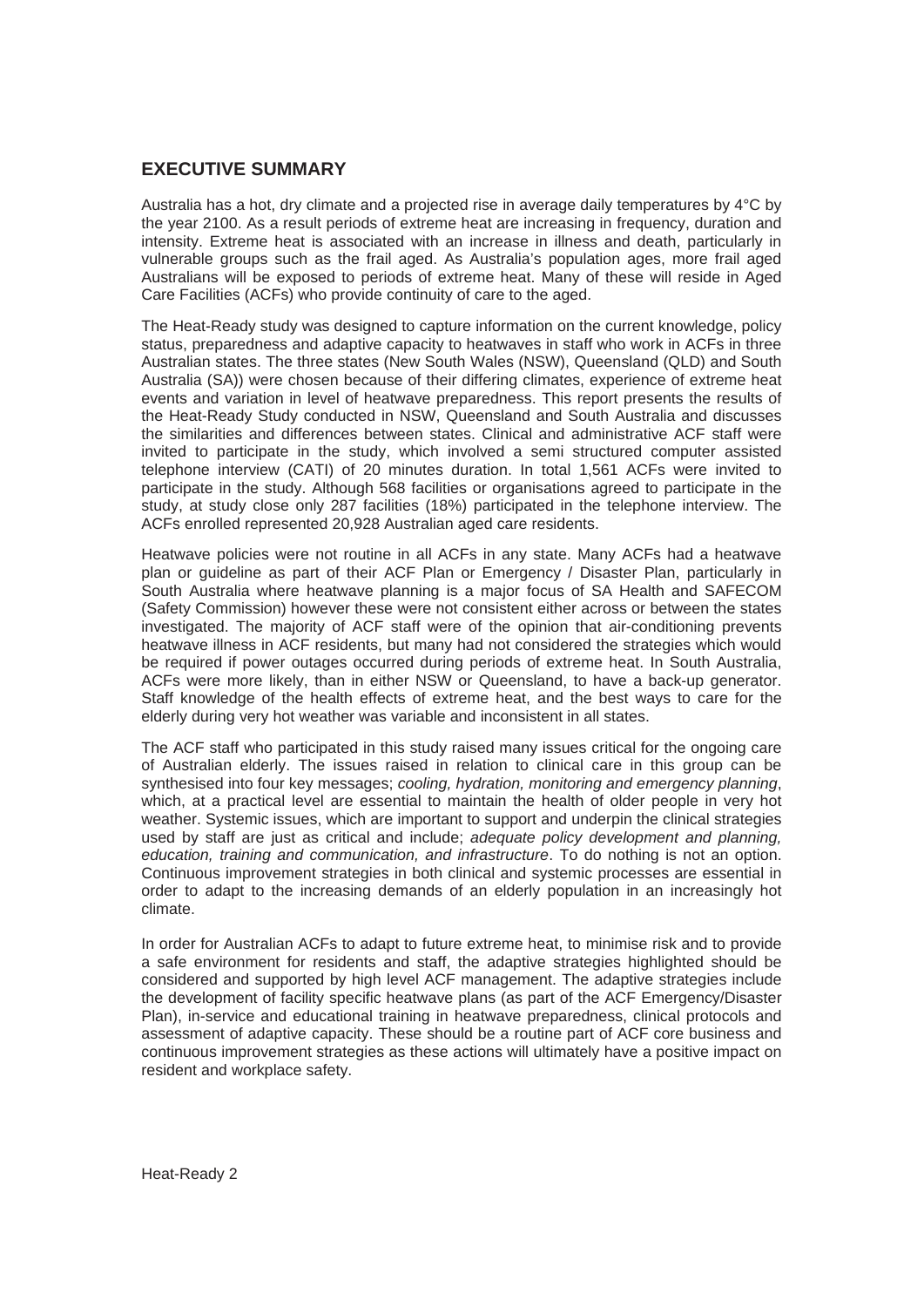## EXECUTIVE SUMMARY

Australia has a hot, dry climate and a projected rise in average daily temperatures by 4°C by the year 2100. As a result periods of extreme heat are increasing in frequency, duration and intensity. Extreme heat is associated with an increase in illness and death, particularly in vulnerable groups such as the frail aged. As Australia's population ages, more frail aged Australians will be exposed to periods of extreme heat. Many of these will reside in Aged Care Facilities (ACFs) who provide continuity of care to the aged.

The Heat-Ready study was designed to capture information on the current knowledge, policy status, preparedness and adaptive capacity to heatwaves in staff who work in ACFs in three Australian states. The three states (New South Wales (NSW), Queensland (QLD) and South Australia (SA)) were chosen because of their differing climates, experience of extreme heat events and variation in level of heatwave preparedness. This report presents the results of the Heat-Ready Study conducted in NSW, Queensland and South Australia and discusses the similarities and differences between states. Clinical and administrative ACF staff were invited to participate in the study, which involved a semi structured computer assisted telephone interview (CATI) of 20 minutes duration. In total 1,561 ACFs were invited to participate in the study. Although 568 facilities or organisations agreed to participate in the study, at study close only 287 facilities (18%) participated in the telephone interview. The ACFs enrolled represented 20,928 Australian aged care residents.

Heatwave policies were not routine in all ACFs in any state. Many ACFs had a heatwave plan or guideline as part of their ACF Plan or Emergency / Disaster Plan, particularly in South Australia where heatwave planning is a major focus of SA Health and SAFECOM (Safety Commission) however these were not consistent either across or between the states investigated. The majority of ACF staff were of the opinion that air-conditioning prevents heatwave illness in ACF residents, but many had not considered the strategies which would be required if power outages occurred during periods of extreme heat. In South Australia, ACFs were more likely, than in either NSW or Queensland, to have a back-up generator. Staff knowledge of the health effects of extreme heat, and the best ways to care for the elderly during very hot weather was variable and inconsistent in all states.

The ACF staff who participated in this study raised many issues critical for the ongoing care of Australian elderly. The issues raised in relation to clinical care in this group can be synthesised into four key messages; *cooling, hydration, monitoring and emergency planning*, which, at a practical level are essential to maintain the health of older people in very hot weather. Systemic issues, which are important to support and underpin the clinical strategies used by staff are just as critical and include; *adequate policy development and planning, education, training and communication, and infrastructure*. To do nothing is not an option. Continuous improvement strategies in both clinical and systemic processes are essential in order to adapt to the increasing demands of an elderly population in an increasingly hot climate.

In order for Australian ACFs to adapt to future extreme heat, to minimise risk and to provide a safe environment for residents and staff, the adaptive strategies highlighted should be considered and supported by high level ACF management. The adaptive strategies include the development of facility specific heatwave plans (as part of the ACF Emergency/Disaster Plan), in-service and educational training in heatwave preparedness, clinical protocols and assessment of adaptive capacity. These should be a routine part of ACF core business and continuous improvement strategies as these actions will ultimately have a positive impact on resident and workplace safety.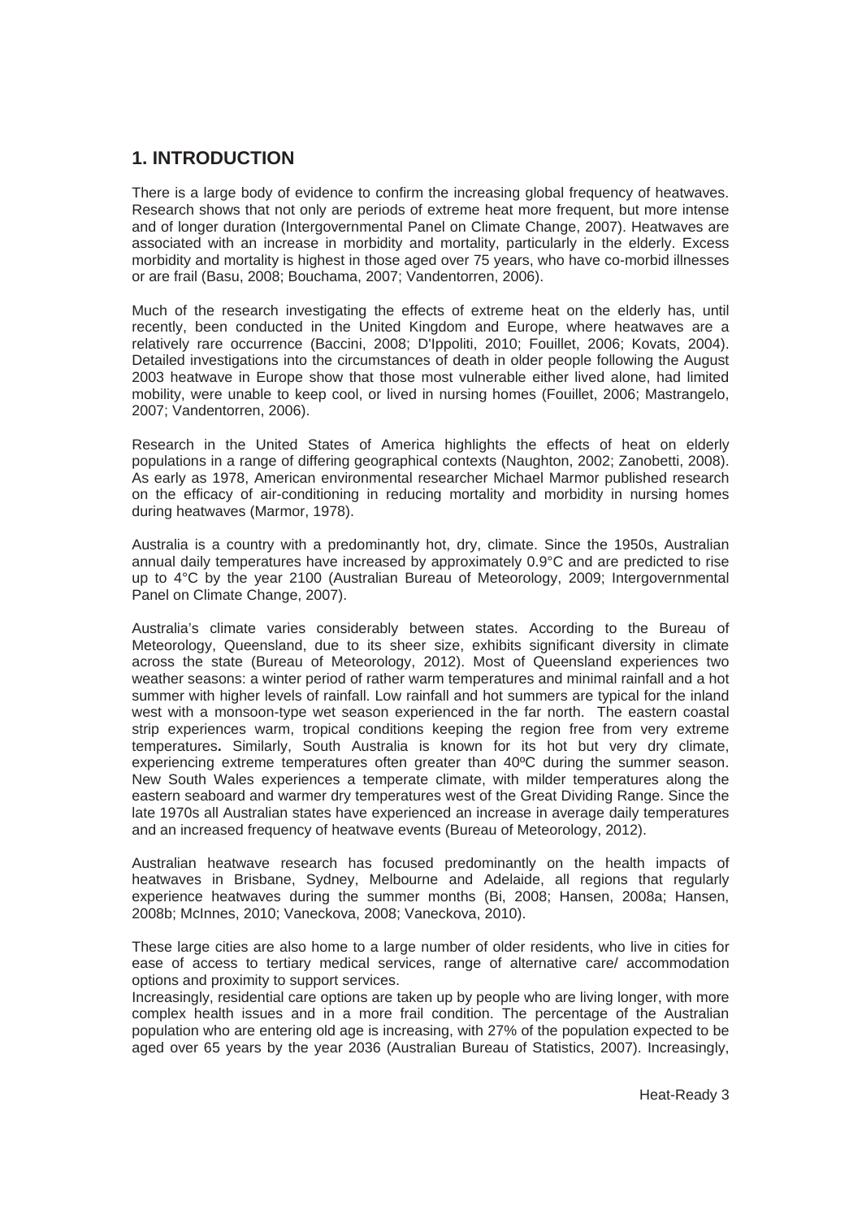# 1. INTRODUCTION

There is a large body of evidence to confirm the increasing global frequency of heatwaves. Research shows that not only are periods of extreme heat more frequent, but more intense and of longer duration (Intergovernmental Panel on Climate Change, 2007). Heatwaves are associated with an increase in morbidity and mortality, particularly in the elderly. Excess morbidity and mortality is highest in those aged over 75 years, who have co-morbid illnesses or are frail (Basu, 2008; Bouchama, 2007; Vandentorren, 2006).

Much of the research investigating the effects of extreme heat on the elderly has, until recently, been conducted in the United Kingdom and Europe, where heatwaves are a relatively rare occurrence (Baccini, 2008; D'Ippoliti, 2010; Fouillet, 2006; Kovats, 2004). Detailed investigations into the circumstances of death in older people following the August 2003 heatwave in Europe show that those most vulnerable either lived alone, had limited mobility, were unable to keep cool, or lived in nursing homes (Fouillet, 2006; Mastrangelo, 2007; Vandentorren, 2006).

Research in the United States of America highlights the effects of heat on elderly populations in a range of differing geographical contexts (Naughton, 2002; Zanobetti, 2008). As early as 1978, American environmental researcher Michael Marmor published research on the efficacy of air-conditioning in reducing mortality and morbidity in nursing homes during heatwaves (Marmor, 1978).

Australia is a country with a predominantly hot, dry, climate. Since the 1950s, Australian annual daily temperatures have increased by approximately 0.9°C and are predicted to rise up to 4°C by the year 2100 (Australian Bureau of Meteorology, 2009; Intergovernmental Panel on Climate Change, 2007).

Australia's climate varies considerably between states. According to the Bureau of Meteorology, Queensland, due to its sheer size, exhibits significant diversity in climate across the state (Bureau of Meteorology, 2012). Most of Queensland experiences two weather seasons: a winter period of rather warm temperatures and minimal rainfall and a hot summer with higher levels of rainfall. Low rainfall and hot summers are typical for the inland west with a monsoon-type wet season experienced in the far north. The eastern coastal strip experiences warm, tropical conditions keeping the region free from very extreme temperatures**.** Similarly, South Australia is known for its hot but very dry climate, experiencing extreme temperatures often greater than 40ºC during the summer season. New South Wales experiences a temperate climate, with milder temperatures along the eastern seaboard and warmer dry temperatures west of the Great Dividing Range. Since the late 1970s all Australian states have experienced an increase in average daily temperatures and an increased frequency of heatwave events (Bureau of Meteorology, 2012).

Australian heatwave research has focused predominantly on the health impacts of heatwaves in Brisbane, Sydney, Melbourne and Adelaide, all regions that regularly experience heatwaves during the summer months (Bi, 2008; Hansen, 2008a; Hansen, 2008b; McInnes, 2010; Vaneckova, 2008; Vaneckova, 2010).

These large cities are also home to a large number of older residents, who live in cities for ease of access to tertiary medical services, range of alternative care/ accommodation options and proximity to support services.

Increasingly, residential care options are taken up by people who are living longer, with more complex health issues and in a more frail condition. The percentage of the Australian population who are entering old age is increasing, with 27% of the population expected to be aged over 65 years by the year 2036 (Australian Bureau of Statistics, 2007). Increasingly,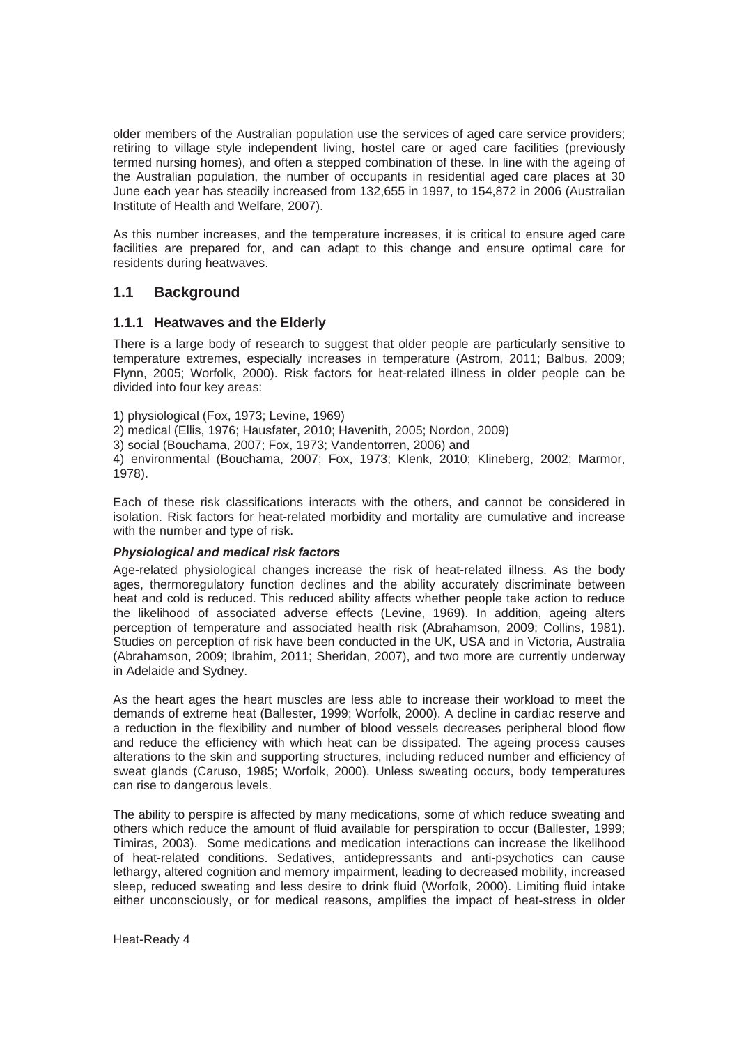older members of the Australian population use the services of aged care service providers; retiring to village style independent living, hostel care or aged care facilities (previously termed nursing homes), and often a stepped combination of these. In line with the ageing of the Australian population, the number of occupants in residential aged care places at 30 June each year has steadily increased from 132,655 in 1997, to 154,872 in 2006 (Australian Institute of Health and Welfare, 2007).

As this number increases, and the temperature increases, it is critical to ensure aged care facilities are prepared for, and can adapt to this change and ensure optimal care for residents during heatwaves.

## 1.1 Background

### 1.1.1 Heatwaves and the Elderly

There is a large body of research to suggest that older people are particularly sensitive to temperature extremes, especially increases in temperature (Astrom, 2011; Balbus, 2009; Flynn, 2005; Worfolk, 2000). Risk factors for heat-related illness in older people can be divided into four key areas:

1) physiological (Fox, 1973; Levine, 1969)
2) medical (Ellis, 1976; Hausfater, 2010; Havenith, 2005; Nordon, 2009)
3) social (Bouchama, 2007; Fox, 1973; Vandentorren, 2006) and
4) environmental (Bouchama, 2007; Fox, 1973; Klenk, 2010; Klineberg, 2002; Marmor, 1978).

Each of these risk classifications interacts with the others, and cannot be considered in isolation. Risk factors for heat-related morbidity and mortality are cumulative and increase with the number and type of risk.

***Physiological and medical risk factors***

Age-related physiological changes increase the risk of heat-related illness. As the body ages, thermoregulatory function declines and the ability accurately discriminate between heat and cold is reduced. This reduced ability affects whether people take action to reduce the likelihood of associated adverse effects (Levine, 1969). In addition, ageing alters perception of temperature and associated health risk (Abrahamson, 2009; Collins, 1981). Studies on perception of risk have been conducted in the UK, USA and in Victoria, Australia (Abrahamson, 2009; Ibrahim, 2011; Sheridan, 2007), and two more are currently underway in Adelaide and Sydney.

As the heart ages the heart muscles are less able to increase their workload to meet the demands of extreme heat (Ballester, 1999; Worfolk, 2000). A decline in cardiac reserve and a reduction in the flexibility and number of blood vessels decreases peripheral blood flow and reduce the efficiency with which heat can be dissipated. The ageing process causes alterations to the skin and supporting structures, including reduced number and efficiency of sweat glands (Caruso, 1985; Worfolk, 2000). Unless sweating occurs, body temperatures can rise to dangerous levels.

The ability to perspire is affected by many medications, some of which reduce sweating and others which reduce the amount of fluid available for perspiration to occur (Ballester, 1999; Timiras, 2003). Some medications and medication interactions can increase the likelihood of heat-related conditions. Sedatives, antidepressants and anti-psychotics can cause lethargy, altered cognition and memory impairment, leading to decreased mobility, increased sleep, reduced sweating and less desire to drink fluid (Worfolk, 2000). Limiting fluid intake either unconsciously, or for medical reasons, amplifies the impact of heat-stress in older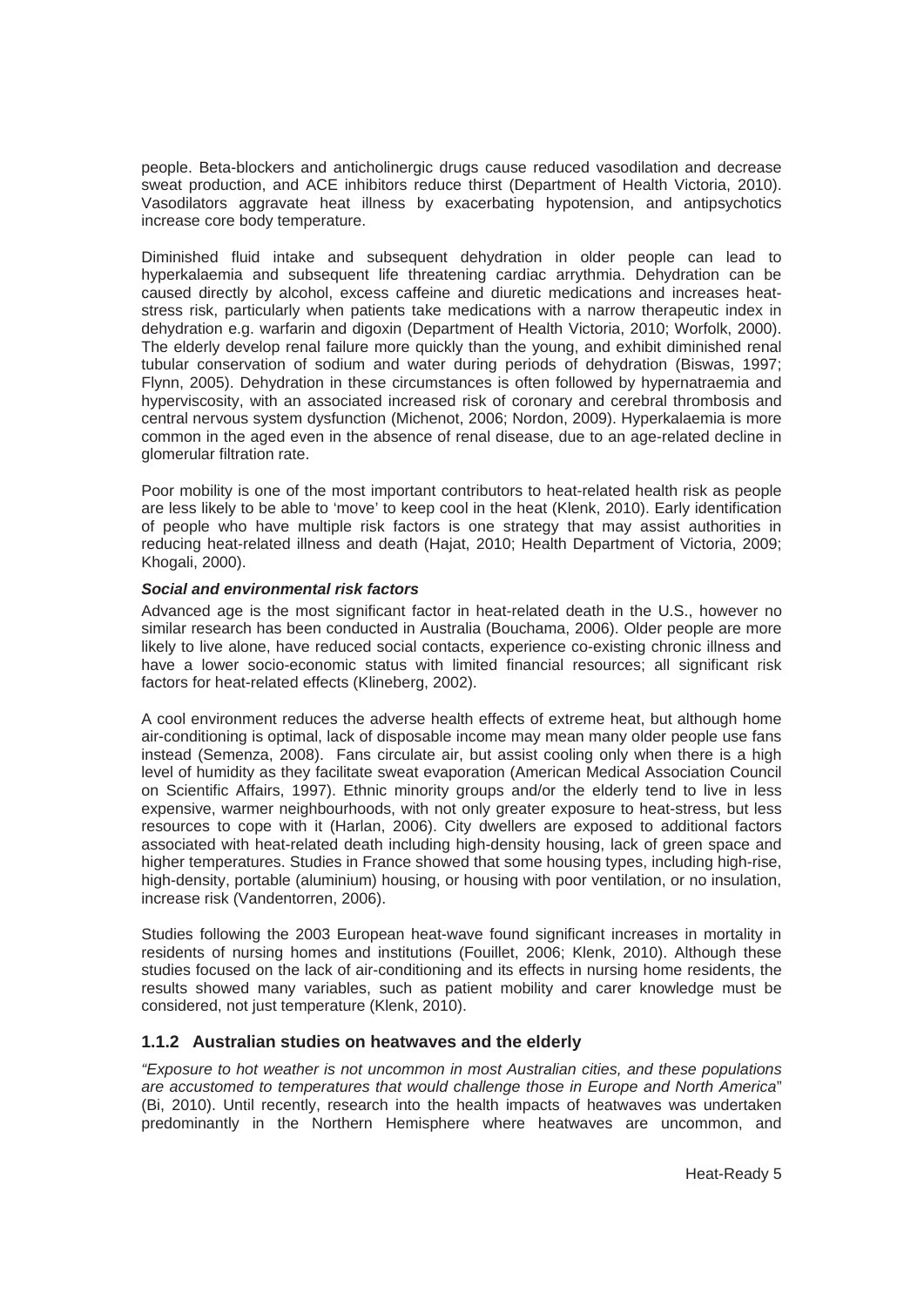people. Beta-blockers and anticholinergic drugs cause reduced vasodilation and decrease sweat production, and ACE inhibitors reduce thirst (Department of Health Victoria, 2010). Vasodilators aggravate heat illness by exacerbating hypotension, and antipsychotics increase core body temperature.

Diminished fluid intake and subsequent dehydration in older people can lead to hyperkalaemia and subsequent life threatening cardiac arrythmia. Dehydration can be caused directly by alcohol, excess caffeine and diuretic medications and increases heat-stress risk, particularly when patients take medications with a narrow therapeutic index in dehydration e.g. warfarin and digoxin (Department of Health Victoria, 2010; Worfolk, 2000). The elderly develop renal failure more quickly than the young, and exhibit diminished renal tubular conservation of sodium and water during periods of dehydration (Biswas, 1997; Flynn, 2005). Dehydration in these circumstances is often followed by hypernatraemia and hyperviscosity, with an associated increased risk of coronary and cerebral thrombosis and central nervous system dysfunction (Michenot, 2006; Nordon, 2009). Hyperkalaemia is more common in the aged even in the absence of renal disease, due to an age-related decline in glomerular filtration rate.

Poor mobility is one of the most important contributors to heat-related health risk as people are less likely to be able to 'move' to keep cool in the heat (Klenk, 2010). Early identification of people who have multiple risk factors is one strategy that may assist authorities in reducing heat-related illness and death (Hajat, 2010; Health Department of Victoria, 2009; Khogali, 2000).

***Social and environmental risk factors***

Advanced age is the most significant factor in heat-related death in the U.S., however no similar research has been conducted in Australia (Bouchama, 2006). Older people are more likely to live alone, have reduced social contacts, experience co-existing chronic illness and have a lower socio-economic status with limited financial resources; all significant risk factors for heat-related effects (Klineberg, 2002).

A cool environment reduces the adverse health effects of extreme heat, but although home air-conditioning is optimal, lack of disposable income may mean many older people use fans instead (Semenza, 2008). Fans circulate air, but assist cooling only when there is a high level of humidity as they facilitate sweat evaporation (American Medical Association Council on Scientific Affairs, 1997). Ethnic minority groups and/or the elderly tend to live in less expensive, warmer neighbourhoods, with not only greater exposure to heat-stress, but less resources to cope with it (Harlan, 2006). City dwellers are exposed to additional factors associated with heat-related death including high-density housing, lack of green space and higher temperatures. Studies in France showed that some housing types, including high-rise, high-density, portable (aluminium) housing, or housing with poor ventilation, or no insulation, increase risk (Vandentorren, 2006).

Studies following the 2003 European heat-wave found significant increases in mortality in residents of nursing homes and institutions (Fouillet, 2006; Klenk, 2010). Although these studies focused on the lack of air-conditioning and its effects in nursing home residents, the results showed many variables, such as patient mobility and carer knowledge must be considered, not just temperature (Klenk, 2010).

### 1.1.2 Australian studies on heatwaves and the elderly

*"Exposure to hot weather is not uncommon in most Australian cities, and these populations are accustomed to temperatures that would challenge those in Europe and North America*" (Bi, 2010). Until recently, research into the health impacts of heatwaves was undertaken predominantly in the Northern Hemisphere where heatwaves are uncommon, and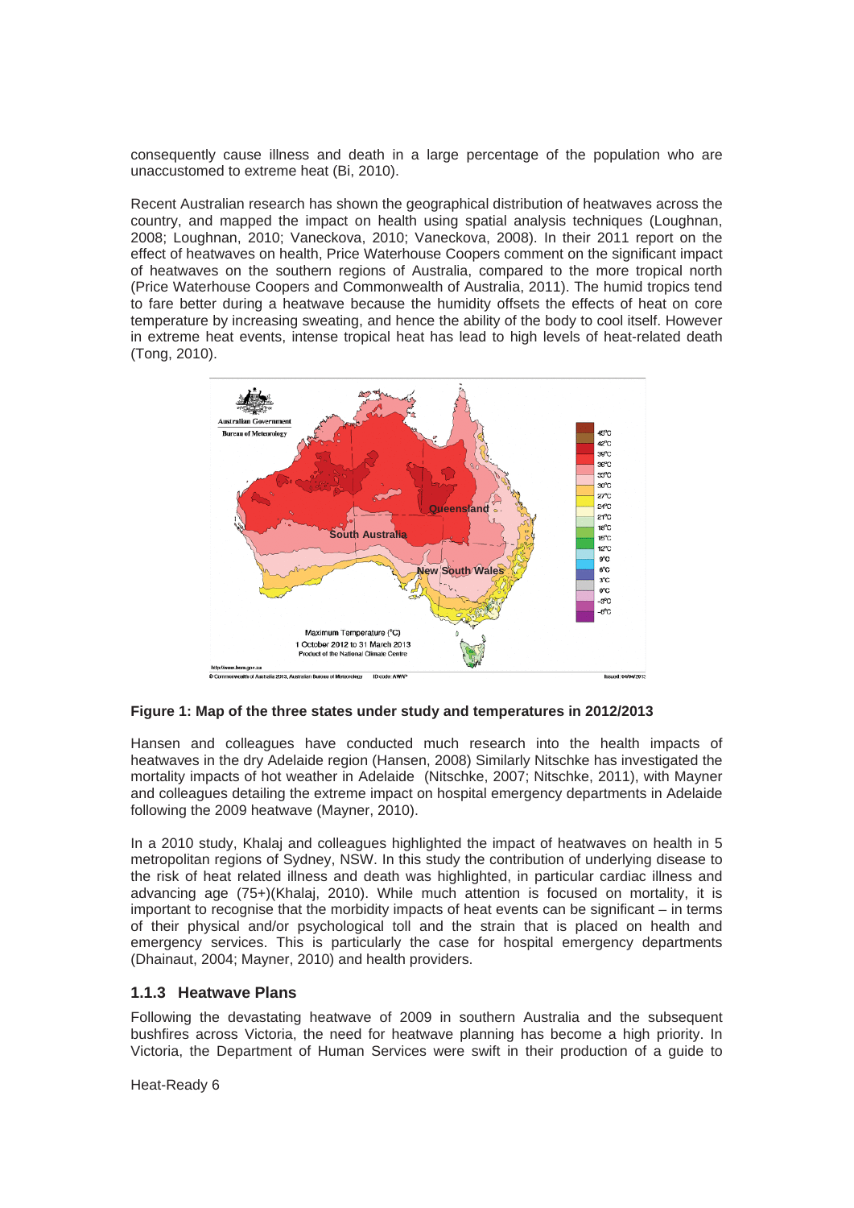consequently cause illness and death in a large percentage of the population who are unaccustomed to extreme heat (Bi, 2010).

Recent Australian research has shown the geographical distribution of heatwaves across the country, and mapped the impact on health using spatial analysis techniques (Loughnan, 2008; Loughnan, 2010; Vaneckova, 2010; Vaneckova, 2008). In their 2011 report on the effect of heatwaves on health, Price Waterhouse Coopers comment on the significant impact of heatwaves on the southern regions of Australia, compared to the more tropical north (Price Waterhouse Coopers and Commonwealth of Australia, 2011). The humid tropics tend to fare better during a heatwave because the humidity offsets the effects of heat on core temperature by increasing sweating, and hence the ability of the body to cool itself. However in extreme heat events, intense tropical heat has lead to high levels of heat-related death (Tong, 2010).

**Figure 1: Map of the three states under study and temperatures in 2012/2013**

Hansen and colleagues have conducted much research into the health impacts of heatwaves in the dry Adelaide region (Hansen, 2008) Similarly Nitschke has investigated the mortality impacts of hot weather in Adelaide (Nitschke, 2007; Nitschke, 2011), with Mayner and colleagues detailing the extreme impact on hospital emergency departments in Adelaide following the 2009 heatwave (Mayner, 2010).

In a 2010 study, Khalaj and colleagues highlighted the impact of heatwaves on health in 5 metropolitan regions of Sydney, NSW. In this study the contribution of underlying disease to the risk of heat related illness and death was highlighted, in particular cardiac illness and advancing age (75+)(Khalaj, 2010). While much attention is focused on mortality, it is important to recognise that the morbidity impacts of heat events can be significant – in terms of their physical and/or psychological toll and the strain that is placed on health and emergency services. This is particularly the case for hospital emergency departments (Dhainaut, 2004; Mayner, 2010) and health providers.

### 1.1.3 Heatwave Plans

Following the devastating heatwave of 2009 in southern Australia and the subsequent bushfires across Victoria, the need for heatwave planning has become a high priority. In Victoria, the Department of Human Services were swift in their production of a guide to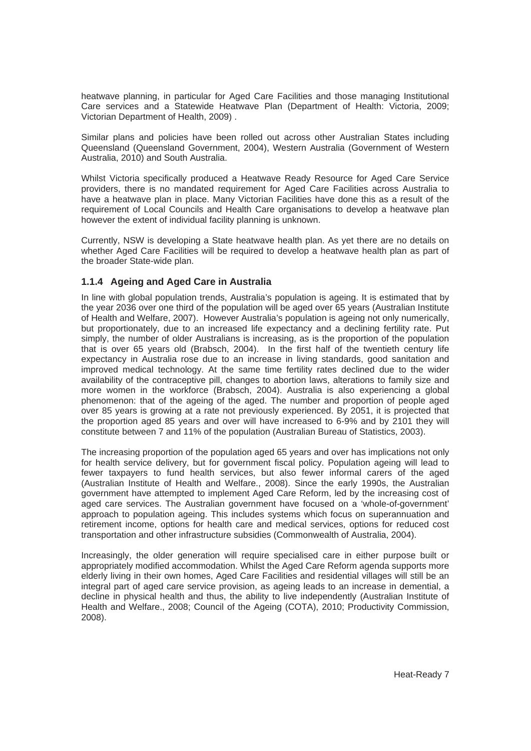heatwave planning, in particular for Aged Care Facilities and those managing Institutional Care services and a Statewide Heatwave Plan (Department of Health: Victoria, 2009; Victorian Department of Health, 2009) .

Similar plans and policies have been rolled out across other Australian States including Queensland (Queensland Government, 2004), Western Australia (Government of Western Australia, 2010) and South Australia.

Whilst Victoria specifically produced a Heatwave Ready Resource for Aged Care Service providers, there is no mandated requirement for Aged Care Facilities across Australia to have a heatwave plan in place. Many Victorian Facilities have done this as a result of the requirement of Local Councils and Health Care organisations to develop a heatwave plan however the extent of individual facility planning is unknown.

Currently, NSW is developing a State heatwave health plan. As yet there are no details on whether Aged Care Facilities will be required to develop a heatwave health plan as part of the broader State-wide plan.

### 1.1.4 Ageing and Aged Care in Australia

In line with global population trends, Australia's population is ageing. It is estimated that by the year 2036 over one third of the population will be aged over 65 years (Australian Institute of Health and Welfare, 2007). However Australia's population is ageing not only numerically, but proportionately, due to an increased life expectancy and a declining fertility rate. Put simply, the number of older Australians is increasing, as is the proportion of the population that is over 65 years old (Brabsch, 2004). In the first half of the twentieth century life expectancy in Australia rose due to an increase in living standards, good sanitation and improved medical technology. At the same time fertility rates declined due to the wider availability of the contraceptive pill, changes to abortion laws, alterations to family size and more women in the workforce (Brabsch, 2004). Australia is also experiencing a global phenomenon: that of the ageing of the aged. The number and proportion of people aged over 85 years is growing at a rate not previously experienced. By 2051, it is projected that the proportion aged 85 years and over will have increased to 6-9% and by 2101 they will constitute between 7 and 11% of the population (Australian Bureau of Statistics, 2003).

The increasing proportion of the population aged 65 years and over has implications not only for health service delivery, but for government fiscal policy. Population ageing will lead to fewer taxpayers to fund health services, but also fewer informal carers of the aged (Australian Institute of Health and Welfare., 2008). Since the early 1990s, the Australian government have attempted to implement Aged Care Reform, led by the increasing cost of aged care services. The Australian government have focused on a 'whole-of-government' approach to population ageing. This includes systems which focus on superannuation and retirement income, options for health care and medical services, options for reduced cost transportation and other infrastructure subsidies (Commonwealth of Australia, 2004).

Increasingly, the older generation will require specialised care in either purpose built or appropriately modified accommodation. Whilst the Aged Care Reform agenda supports more elderly living in their own homes, Aged Care Facilities and residential villages will still be an integral part of aged care service provision, as ageing leads to an increase in demential, a decline in physical health and thus, the ability to live independently (Australian Institute of Health and Welfare., 2008; Council of the Ageing (COTA), 2010; Productivity Commission, 2008).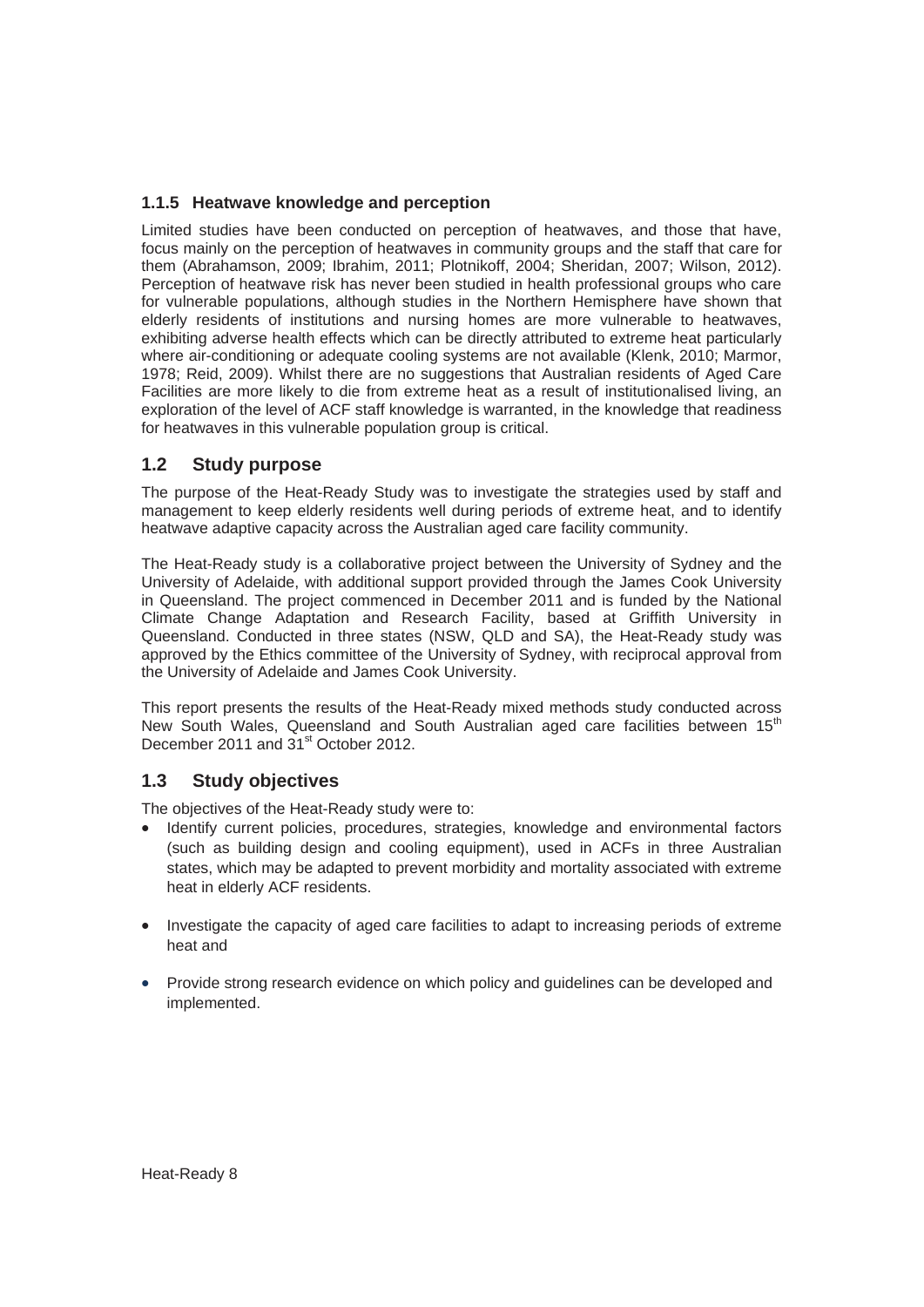### 1.1.5 Heatwave knowledge and perception

Limited studies have been conducted on perception of heatwaves, and those that have, focus mainly on the perception of heatwaves in community groups and the staff that care for them (Abrahamson, 2009; Ibrahim, 2011; Plotnikoff, 2004; Sheridan, 2007; Wilson, 2012). Perception of heatwave risk has never been studied in health professional groups who care for vulnerable populations, although studies in the Northern Hemisphere have shown that elderly residents of institutions and nursing homes are more vulnerable to heatwaves, exhibiting adverse health effects which can be directly attributed to extreme heat particularly where air-conditioning or adequate cooling systems are not available (Klenk, 2010; Marmor, 1978; Reid, 2009). Whilst there are no suggestions that Australian residents of Aged Care Facilities are more likely to die from extreme heat as a result of institutionalised living, an exploration of the level of ACF staff knowledge is warranted, in the knowledge that readiness for heatwaves in this vulnerable population group is critical.

## 1.2 Study purpose

The purpose of the Heat-Ready Study was to investigate the strategies used by staff and management to keep elderly residents well during periods of extreme heat, and to identify heatwave adaptive capacity across the Australian aged care facility community.

The Heat-Ready study is a collaborative project between the University of Sydney and the University of Adelaide, with additional support provided through the James Cook University in Queensland. The project commenced in December 2011 and is funded by the National Climate Change Adaptation and Research Facility, based at Griffith University in Queensland. Conducted in three states (NSW, QLD and SA), the Heat-Ready study was approved by the Ethics committee of the University of Sydney, with reciprocal approval from the University of Adelaide and James Cook University.

This report presents the results of the Heat-Ready mixed methods study conducted across New South Wales, Queensland and South Australian aged care facilities between 15th December 2011 and 31st October 2012.

## 1.3 Study objectives

The objectives of the Heat-Ready study were to:

- Identify current policies, procedures, strategies, knowledge and environmental factors (such as building design and cooling equipment), used in ACFs in three Australian states, which may be adapted to prevent morbidity and mortality associated with extreme heat in elderly ACF residents.
- Investigate the capacity of aged care facilities to adapt to increasing periods of extreme heat and
- Provide strong research evidence on which policy and guidelines can be developed and implemented.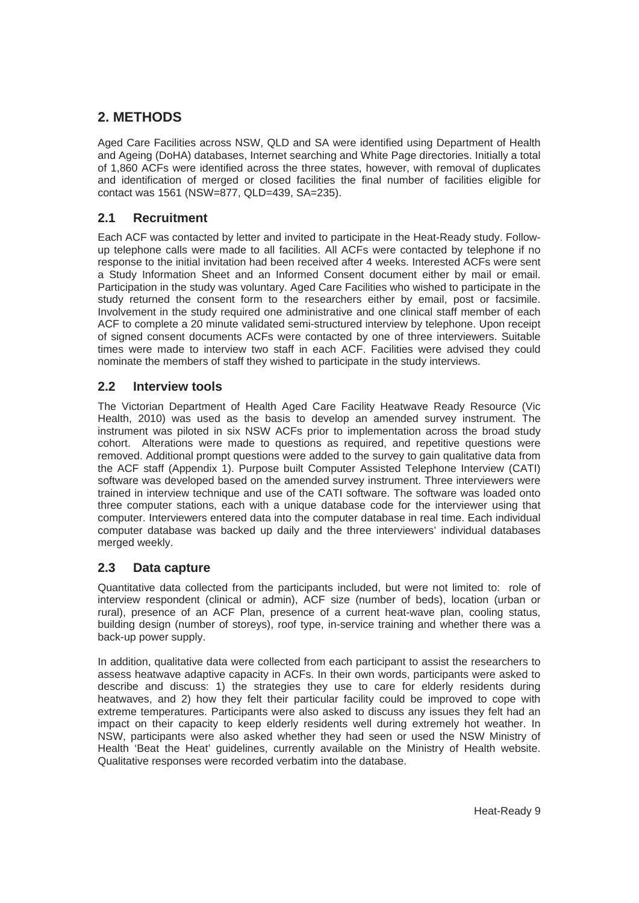## 2. METHODS

Aged Care Facilities across NSW, QLD and SA were identified using Department of Health and Ageing (DoHA) databases, Internet searching and White Page directories. Initially a total of 1,860 ACFs were identified across the three states, however, with removal of duplicates and identification of merged or closed facilities the final number of facilities eligible for contact was 1561 (NSW=877, QLD=439, SA=235).

### 2.1 Recruitment

Each ACF was contacted by letter and invited to participate in the Heat-Ready study. Follow-up telephone calls were made to all facilities. All ACFs were contacted by telephone if no response to the initial invitation had been received after 4 weeks. Interested ACFs were sent a Study Information Sheet and an Informed Consent document either by mail or email. Participation in the study was voluntary. Aged Care Facilities who wished to participate in the study returned the consent form to the researchers either by email, post or facsimile. Involvement in the study required one administrative and one clinical staff member of each ACF to complete a 20 minute validated semi-structured interview by telephone. Upon receipt of signed consent documents ACFs were contacted by one of three interviewers. Suitable times were made to interview two staff in each ACF. Facilities were advised they could nominate the members of staff they wished to participate in the study interviews.

### 2.2 Interview tools

The Victorian Department of Health Aged Care Facility Heatwave Ready Resource (Vic Health, 2010) was used as the basis to develop an amended survey instrument. The instrument was piloted in six NSW ACFs prior to implementation across the broad study cohort. Alterations were made to questions as required, and repetitive questions were removed. Additional prompt questions were added to the survey to gain qualitative data from the ACF staff (Appendix 1). Purpose built Computer Assisted Telephone Interview (CATI) software was developed based on the amended survey instrument. Three interviewers were trained in interview technique and use of the CATI software. The software was loaded onto three computer stations, each with a unique database code for the interviewer using that computer. Interviewers entered data into the computer database in real time. Each individual computer database was backed up daily and the three interviewers' individual databases merged weekly.

### 2.3 Data capture

Quantitative data collected from the participants included, but were not limited to: role of interview respondent (clinical or admin), ACF size (number of beds), location (urban or rural), presence of an ACF Plan, presence of a current heat-wave plan, cooling status, building design (number of storeys), roof type, in-service training and whether there was a back-up power supply.

In addition, qualitative data were collected from each participant to assist the researchers to assess heatwave adaptive capacity in ACFs. In their own words, participants were asked to describe and discuss: 1) the strategies they use to care for elderly residents during heatwaves, and 2) how they felt their particular facility could be improved to cope with extreme temperatures. Participants were also asked to discuss any issues they felt had an impact on their capacity to keep elderly residents well during extremely hot weather. In NSW, participants were also asked whether they had seen or used the NSW Ministry of Health 'Beat the Heat' guidelines, currently available on the Ministry of Health website. Qualitative responses were recorded verbatim into the database.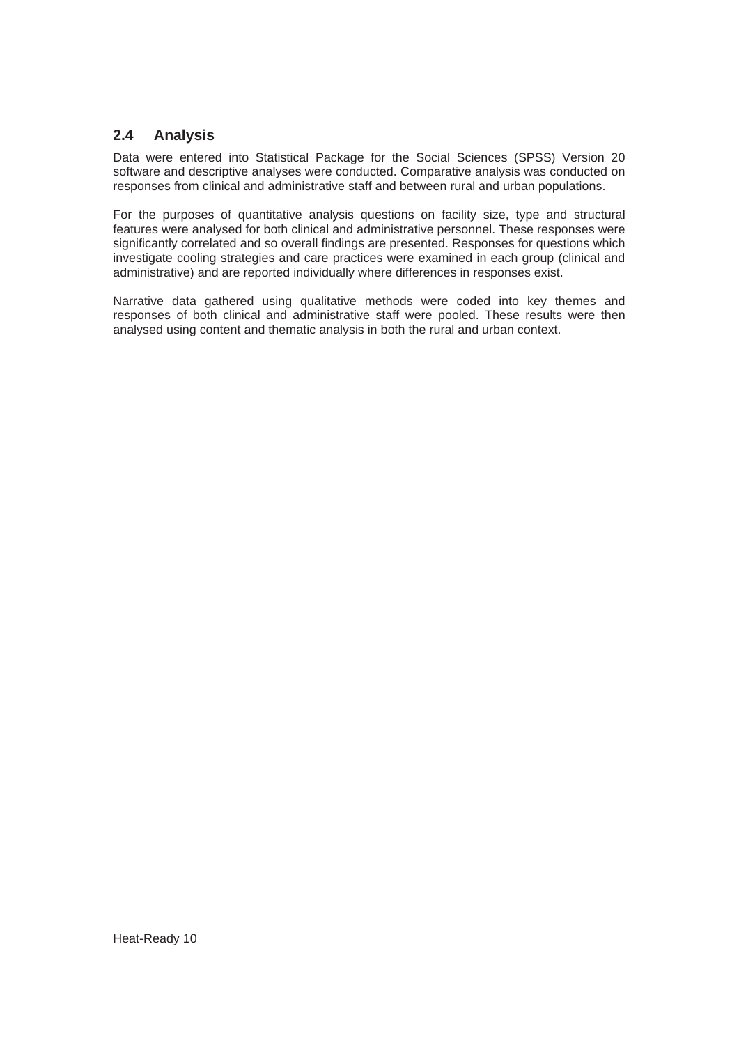## 2.4 Analysis

Data were entered into Statistical Package for the Social Sciences (SPSS) Version 20 software and descriptive analyses were conducted. Comparative analysis was conducted on responses from clinical and administrative staff and between rural and urban populations.

For the purposes of quantitative analysis questions on facility size, type and structural features were analysed for both clinical and administrative personnel. These responses were significantly correlated and so overall findings are presented. Responses for questions which investigate cooling strategies and care practices were examined in each group (clinical and administrative) and are reported individually where differences in responses exist.

Narrative data gathered using qualitative methods were coded into key themes and responses of both clinical and administrative staff were pooled. These results were then analysed using content and thematic analysis in both the rural and urban context.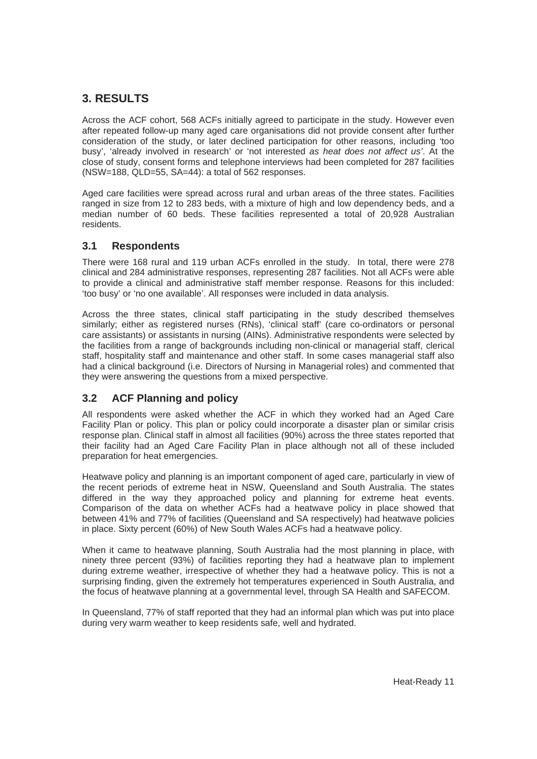# 3. RESULTS

Across the ACF cohort, 568 ACFs initially agreed to participate in the study. However even after repeated follow-up many aged care organisations did not provide consent after further consideration of the study, or later declined participation for other reasons, including 'too busy', 'already involved in research' or 'not interested *as heat does not affect us'*. At the close of study, consent forms and telephone interviews had been completed for 287 facilities (NSW=188, QLD=55, SA=44): a total of 562 responses.

Aged care facilities were spread across rural and urban areas of the three states. Facilities ranged in size from 12 to 283 beds, with a mixture of high and low dependency beds, and a median number of 60 beds. These facilities represented a total of 20,928 Australian residents.

## 3.1 Respondents

There were 168 rural and 119 urban ACFs enrolled in the study. In total, there were 278 clinical and 284 administrative responses, representing 287 facilities. Not all ACFs were able to provide a clinical and administrative staff member response. Reasons for this included: 'too busy' or 'no one available'. All responses were included in data analysis.

Across the three states, clinical staff participating in the study described themselves similarly; either as registered nurses (RNs), 'clinical staff' (care co-ordinators or personal care assistants) or assistants in nursing (AINs). Administrative respondents were selected by the facilities from a range of backgrounds including non-clinical or managerial staff, clerical staff, hospitality staff and maintenance and other staff. In some cases managerial staff also had a clinical background (i.e. Directors of Nursing in Managerial roles) and commented that they were answering the questions from a mixed perspective.

## 3.2 ACF Planning and policy

All respondents were asked whether the ACF in which they worked had an Aged Care Facility Plan or policy. This plan or policy could incorporate a disaster plan or similar crisis response plan. Clinical staff in almost all facilities (90%) across the three states reported that their facility had an Aged Care Facility Plan in place although not all of these included preparation for heat emergencies.

Heatwave policy and planning is an important component of aged care, particularly in view of the recent periods of extreme heat in NSW, Queensland and South Australia. The states differed in the way they approached policy and planning for extreme heat events. Comparison of the data on whether ACFs had a heatwave policy in place showed that between 41% and 77% of facilities (Queensland and SA respectively) had heatwave policies in place. Sixty percent (60%) of New South Wales ACFs had a heatwave policy.

When it came to heatwave planning, South Australia had the most planning in place, with ninety three percent (93%) of facilities reporting they had a heatwave plan to implement during extreme weather, irrespective of whether they had a heatwave policy. This is not a surprising finding, given the extremely hot temperatures experienced in South Australia, and the focus of heatwave planning at a governmental level, through SA Health and SAFECOM.

In Queensland, 77% of staff reported that they had an informal plan which was put into place during very warm weather to keep residents safe, well and hydrated.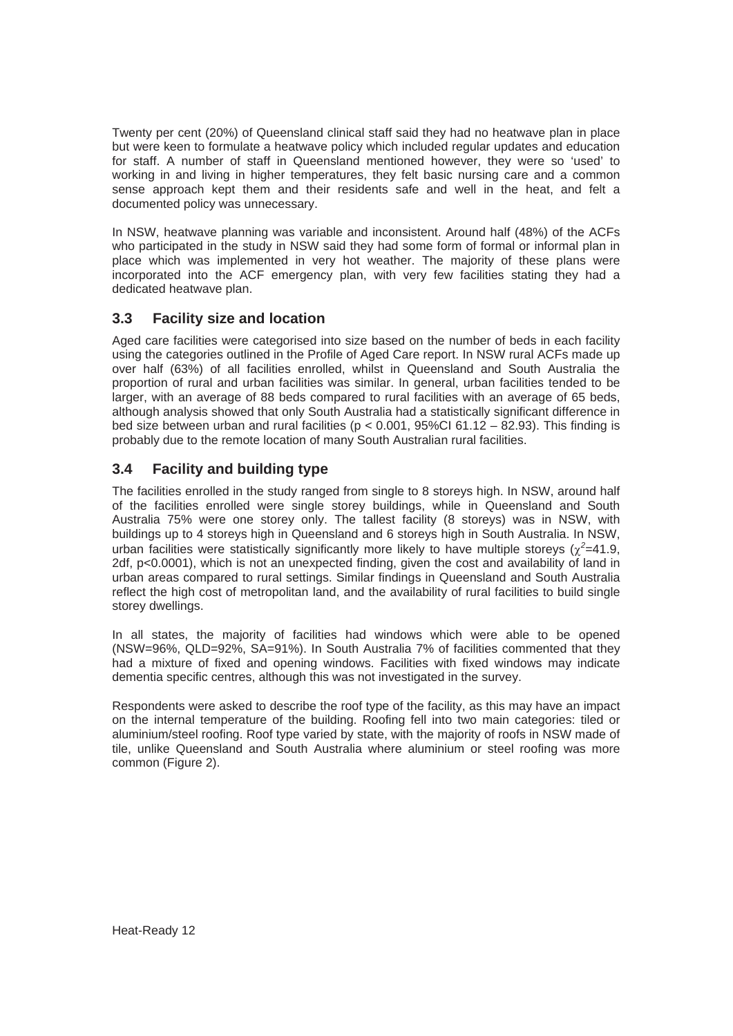Twenty per cent (20%) of Queensland clinical staff said they had no heatwave plan in place but were keen to formulate a heatwave policy which included regular updates and education for staff. A number of staff in Queensland mentioned however, they were so 'used' to working in and living in higher temperatures, they felt basic nursing care and a common sense approach kept them and their residents safe and well in the heat, and felt a documented policy was unnecessary.

In NSW, heatwave planning was variable and inconsistent. Around half (48%) of the ACFs who participated in the study in NSW said they had some form of formal or informal plan in place which was implemented in very hot weather. The majority of these plans were incorporated into the ACF emergency plan, with very few facilities stating they had a dedicated heatwave plan.

## 3.3 Facility size and location

Aged care facilities were categorised into size based on the number of beds in each facility using the categories outlined in the Profile of Aged Care report. In NSW rural ACFs made up over half (63%) of all facilities enrolled, whilst in Queensland and South Australia the proportion of rural and urban facilities was similar. In general, urban facilities tended to be larger, with an average of 88 beds compared to rural facilities with an average of 65 beds, although analysis showed that only South Australia had a statistically significant difference in bed size between urban and rural facilities ($p < 0.001$, 95%CI 61.12 – 82.93). This finding is probably due to the remote location of many South Australian rural facilities.

## 3.4 Facility and building type

The facilities enrolled in the study ranged from single to 8 storeys high. In NSW, around half of the facilities enrolled were single storey buildings, while in Queensland and South Australia 75% were one storey only. The tallest facility (8 storeys) was in NSW, with buildings up to 4 storeys high in Queensland and 6 storeys high in South Australia. In NSW, urban facilities were statistically significantly more likely to have multiple storeys ($\chi^2$=41.9, 2df, $p<0.0001$), which is not an unexpected finding, given the cost and availability of land in urban areas compared to rural settings. Similar findings in Queensland and South Australia reflect the high cost of metropolitan land, and the availability of rural facilities to build single storey dwellings.

In all states, the majority of facilities had windows which were able to be opened (NSW=96%, QLD=92%, SA=91%). In South Australia 7% of facilities commented that they had a mixture of fixed and opening windows. Facilities with fixed windows may indicate dementia specific centres, although this was not investigated in the survey.

Respondents were asked to describe the roof type of the facility, as this may have an impact on the internal temperature of the building. Roofing fell into two main categories: tiled or aluminium/steel roofing. Roof type varied by state, with the majority of roofs in NSW made of tile, unlike Queensland and South Australia where aluminium or steel roofing was more common (Figure 2).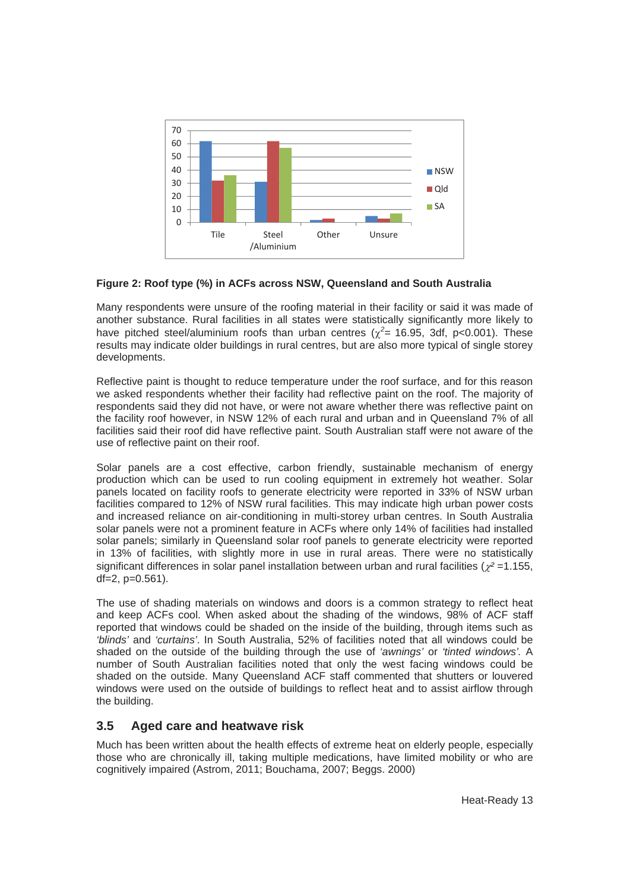**Figure 2: Roof type (%) in ACFs across NSW, Queensland and South Australia**

Many respondents were unsure of the roofing material in their facility or said it was made of another substance. Rural facilities in all states were statistically significantly more likely to have pitched steel/aluminium roofs than urban centres ($\chi^2$= 16.95, 3df, p<0.001). These results may indicate older buildings in rural centres, but are also more typical of single storey developments.

Reflective paint is thought to reduce temperature under the roof surface, and for this reason we asked respondents whether their facility had reflective paint on the roof. The majority of respondents said they did not have, or were not aware whether there was reflective paint on the facility roof however, in NSW 12% of each rural and urban and in Queensland 7% of all facilities said their roof did have reflective paint. South Australian staff were not aware of the use of reflective paint on their roof.

Solar panels are a cost effective, carbon friendly, sustainable mechanism of energy production which can be used to run cooling equipment in extremely hot weather. Solar panels located on facility roofs to generate electricity were reported in 33% of NSW urban facilities compared to 12% of NSW rural facilities. This may indicate high urban power costs and increased reliance on air-conditioning in multi-storey urban centres. In South Australia solar panels were not a prominent feature in ACFs where only 14% of facilities had installed solar panels; similarly in Queensland solar roof panels to generate electricity were reported in 13% of facilities, with slightly more in use in rural areas. There were no statistically significant differences in solar panel installation between urban and rural facilities ($\chi^2$ =1.155, df=2, p=0.561).

The use of shading materials on windows and doors is a common strategy to reflect heat and keep ACFs cool. When asked about the shading of the windows, 98% of ACF staff reported that windows could be shaded on the inside of the building, through items such as *'blinds'* and *'curtains'*. In South Australia, 52% of facilities noted that all windows could be shaded on the outside of the building through the use of *'awnings'* or *'tinted windows'*. A number of South Australian facilities noted that only the west facing windows could be shaded on the outside. Many Queensland ACF staff commented that shutters or louvered windows were used on the outside of buildings to reflect heat and to assist airflow through the building.

## 3.5 Aged care and heatwave risk

Much has been written about the health effects of extreme heat on elderly people, especially those who are chronically ill, taking multiple medications, have limited mobility or who are cognitively impaired (Astrom, 2011; Bouchama, 2007; Beggs. 2000)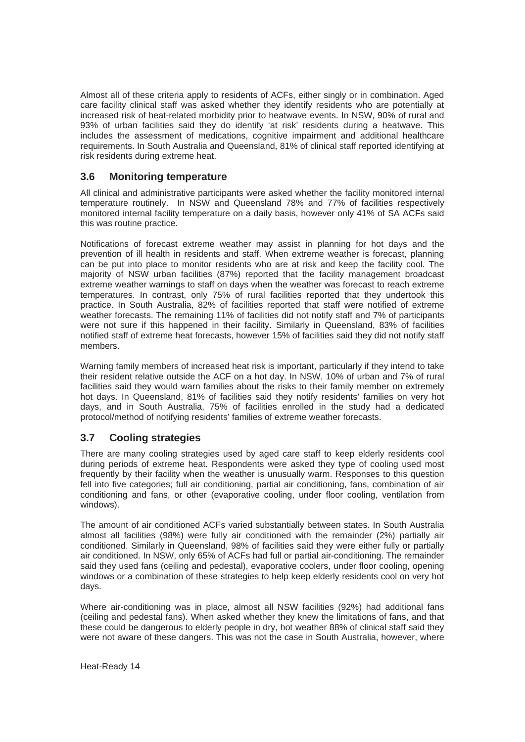Almost all of these criteria apply to residents of ACFs, either singly or in combination. Aged care facility clinical staff was asked whether they identify residents who are potentially at increased risk of heat-related morbidity prior to heatwave events. In NSW, 90% of rural and 93% of urban facilities said they do identify 'at risk' residents during a heatwave. This includes the assessment of medications, cognitive impairment and additional healthcare requirements. In South Australia and Queensland, 81% of clinical staff reported identifying at risk residents during extreme heat.

## 3.6 Monitoring temperature

All clinical and administrative participants were asked whether the facility monitored internal temperature routinely. In NSW and Queensland 78% and 77% of facilities respectively monitored internal facility temperature on a daily basis, however only 41% of SA ACFs said this was routine practice.

Notifications of forecast extreme weather may assist in planning for hot days and the prevention of ill health in residents and staff. When extreme weather is forecast, planning can be put into place to monitor residents who are at risk and keep the facility cool. The majority of NSW urban facilities (87%) reported that the facility management broadcast extreme weather warnings to staff on days when the weather was forecast to reach extreme temperatures. In contrast, only 75% of rural facilities reported that they undertook this practice. In South Australia, 82% of facilities reported that staff were notified of extreme weather forecasts. The remaining 11% of facilities did not notify staff and 7% of participants were not sure if this happened in their facility. Similarly in Queensland, 83% of facilities notified staff of extreme heat forecasts, however 15% of facilities said they did not notify staff members.

Warning family members of increased heat risk is important, particularly if they intend to take their resident relative outside the ACF on a hot day. In NSW, 10% of urban and 7% of rural facilities said they would warn families about the risks to their family member on extremely hot days. In Queensland, 81% of facilities said they notify residents' families on very hot days, and in South Australia, 75% of facilities enrolled in the study had a dedicated protocol/method of notifying residents' families of extreme weather forecasts.

## 3.7 Cooling strategies

There are many cooling strategies used by aged care staff to keep elderly residents cool during periods of extreme heat. Respondents were asked they type of cooling used most frequently by their facility when the weather is unusually warm. Responses to this question fell into five categories; full air conditioning, partial air conditioning, fans, combination of air conditioning and fans, or other (evaporative cooling, under floor cooling, ventilation from windows).

The amount of air conditioned ACFs varied substantially between states. In South Australia almost all facilities (98%) were fully air conditioned with the remainder (2%) partially air conditioned. Similarly in Queensland, 98% of facilities said they were either fully or partially air conditioned. In NSW, only 65% of ACFs had full or partial air-conditioning. The remainder said they used fans (ceiling and pedestal), evaporative coolers, under floor cooling, opening windows or a combination of these strategies to help keep elderly residents cool on very hot days.

Where air-conditioning was in place, almost all NSW facilities (92%) had additional fans (ceiling and pedestal fans). When asked whether they knew the limitations of fans, and that these could be dangerous to elderly people in dry, hot weather 88% of clinical staff said they were not aware of these dangers. This was not the case in South Australia, however, where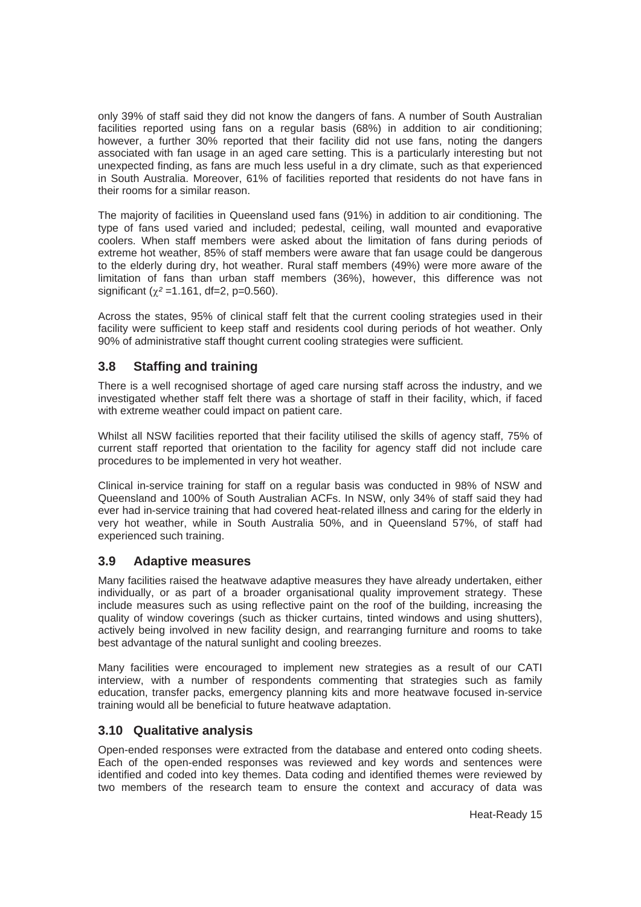only 39% of staff said they did not know the dangers of fans. A number of South Australian facilities reported using fans on a regular basis (68%) in addition to air conditioning; however, a further 30% reported that their facility did not use fans, noting the dangers associated with fan usage in an aged care setting. This is a particularly interesting but not unexpected finding, as fans are much less useful in a dry climate, such as that experienced in South Australia. Moreover, 61% of facilities reported that residents do not have fans in their rooms for a similar reason.

The majority of facilities in Queensland used fans (91%) in addition to air conditioning. The type of fans used varied and included; pedestal, ceiling, wall mounted and evaporative coolers. When staff members were asked about the limitation of fans during periods of extreme hot weather, 85% of staff members were aware that fan usage could be dangerous to the elderly during dry, hot weather. Rural staff members (49%) were more aware of the limitation of fans than urban staff members (36%), however, this difference was not significant ($\chi^2$ =1.161, df=2, p=0.560).

Across the states, 95% of clinical staff felt that the current cooling strategies used in their facility were sufficient to keep staff and residents cool during periods of hot weather. Only 90% of administrative staff thought current cooling strategies were sufficient.

## 3.8 Staffing and training

There is a well recognised shortage of aged care nursing staff across the industry, and we investigated whether staff felt there was a shortage of staff in their facility, which, if faced with extreme weather could impact on patient care.

Whilst all NSW facilities reported that their facility utilised the skills of agency staff, 75% of current staff reported that orientation to the facility for agency staff did not include care procedures to be implemented in very hot weather.

Clinical in-service training for staff on a regular basis was conducted in 98% of NSW and Queensland and 100% of South Australian ACFs. In NSW, only 34% of staff said they had ever had in-service training that had covered heat-related illness and caring for the elderly in very hot weather, while in South Australia 50%, and in Queensland 57%, of staff had experienced such training.

## 3.9 Adaptive measures

Many facilities raised the heatwave adaptive measures they have already undertaken, either individually, or as part of a broader organisational quality improvement strategy. These include measures such as using reflective paint on the roof of the building, increasing the quality of window coverings (such as thicker curtains, tinted windows and using shutters), actively being involved in new facility design, and rearranging furniture and rooms to take best advantage of the natural sunlight and cooling breezes.

Many facilities were encouraged to implement new strategies as a result of our CATI interview, with a number of respondents commenting that strategies such as family education, transfer packs, emergency planning kits and more heatwave focused in-service training would all be beneficial to future heatwave adaptation.

## 3.10 Qualitative analysis

Open-ended responses were extracted from the database and entered onto coding sheets. Each of the open-ended responses was reviewed and key words and sentences were identified and coded into key themes. Data coding and identified themes were reviewed by two members of the research team to ensure the context and accuracy of data was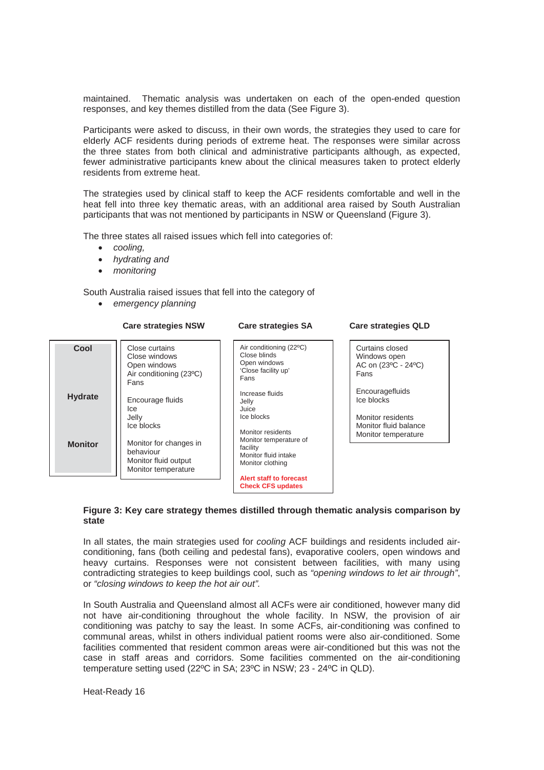maintained. Thematic analysis was undertaken on each of the open-ended question responses, and key themes distilled from the data (See Figure 3).

Participants were asked to discuss, in their own words, the strategies they used to care for elderly ACF residents during periods of extreme heat. The responses were similar across the three states from both clinical and administrative participants although, as expected, fewer administrative participants knew about the clinical measures taken to protect elderly residents from extreme heat.

The strategies used by clinical staff to keep the ACF residents comfortable and well in the heat fell into three key thematic areas, with an additional area raised by South Australian participants that was not mentioned by participants in NSW or Queensland (Figure 3).

The three states all raised issues which fell into categories of:

- *cooling,*
- *hydrating and*
- *monitoring*

South Australia raised issues that fell into the category of

- *emergency planning*

| | Care strategies NSW | Care strategies SA | Care strategies QLD |
|---|---|---|---|
| **Cool** | Close curtains<br>Close windows<br>Open windows<br>Air conditioning (23ºC)<br>Fans | Air conditioning (22ºC)<br>Close blinds<br>Open windows<br>'Close facility up'<br>Fans | Curtains closed<br>Windows open<br>AC on (23ºC - 24ºC)<br>Fans |
| **Hydrate** | Encourage fluids<br>Ice<br>Jelly<br>Ice blocks | Increase fluids<br>Jelly<br>Juice<br>Ice blocks | Encouragefluids<br>Ice blocks |
| **Monitor** | Monitor for changes in behaviour<br>Monitor fluid output<br>Monitor temperature | Monitor residents<br>Monitor temperature of facility<br>Monitor fluid intake<br>Monitor clothing | Monitor residents<br>Monitor fluid balance<br>Monitor temperature |
| | | **Alert staff to forecast**<br>**Check CFS updates** | |

**Figure 3: Key care strategy themes distilled through thematic analysis comparison by state**

In all states, the main strategies used for *cooling* ACF buildings and residents included air-conditioning, fans (both ceiling and pedestal fans), evaporative coolers, open windows and heavy curtains. Responses were not consistent between facilities, with many using contradicting strategies to keep buildings cool, such as *"opening windows to let air through"*, or *"closing windows to keep the hot air out"*.

In South Australia and Queensland almost all ACFs were air conditioned, however many did not have air-conditioning throughout the whole facility. In NSW, the provision of air conditioning was patchy to say the least. In some ACFs, air-conditioning was confined to communal areas, whilst in others individual patient rooms were also air-conditioned. Some facilities commented that resident common areas were air-conditioned but this was not the case in staff areas and corridors. Some facilities commented on the air-conditioning temperature setting used (22ºC in SA; 23ºC in NSW; 23 - 24ºC in QLD).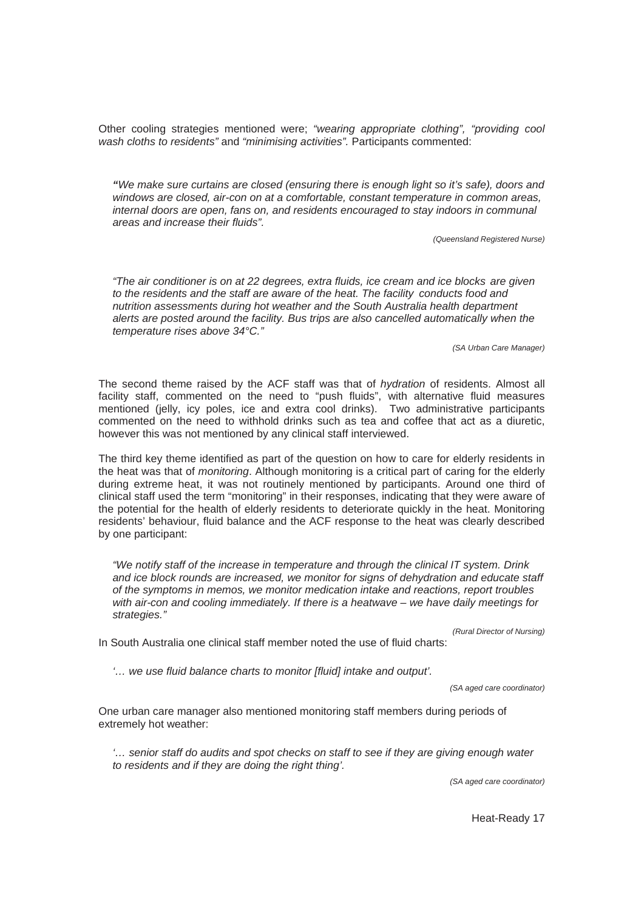Other cooling strategies mentioned were; *"wearing appropriate clothing", "providing cool wash cloths to residents"* and *"minimising activities".* Participants commented:

> ***"****We make sure curtains are closed (ensuring there is enough light so it's safe), doors and windows are closed, air-con on at a comfortable, constant temperature in common areas, internal doors are open, fans on, and residents encouraged to stay indoors in communal areas and increase their fluids".*
>
> *(Queensland Registered Nurse)*

> *"The air conditioner is on at 22 degrees, extra fluids, ice cream and ice blocks are given to the residents and the staff are aware of the heat. The facility conducts food and nutrition assessments during hot weather and the South Australia health department alerts are posted around the facility. Bus trips are also cancelled automatically when the temperature rises above 34°C."*
>
> *(SA Urban Care Manager)*

The second theme raised by the ACF staff was that of *hydration* of residents. Almost all facility staff, commented on the need to "push fluids", with alternative fluid measures mentioned (jelly, icy poles, ice and extra cool drinks). Two administrative participants commented on the need to withhold drinks such as tea and coffee that act as a diuretic, however this was not mentioned by any clinical staff interviewed.

The third key theme identified as part of the question on how to care for elderly residents in the heat was that of *monitoring*. Although monitoring is a critical part of caring for the elderly during extreme heat, it was not routinely mentioned by participants. Around one third of clinical staff used the term "monitoring" in their responses, indicating that they were aware of the potential for the health of elderly residents to deteriorate quickly in the heat. Monitoring residents' behaviour, fluid balance and the ACF response to the heat was clearly described by one participant:

> *"We notify staff of the increase in temperature and through the clinical IT system. Drink and ice block rounds are increased, we monitor for signs of dehydration and educate staff of the symptoms in memos, we monitor medication intake and reactions, report troubles with air-con and cooling immediately. If there is a heatwave – we have daily meetings for strategies."*
>
> *(Rural Director of Nursing)*

In South Australia one clinical staff member noted the use of fluid charts:

> *'… we use fluid balance charts to monitor [fluid] intake and output'.*
>
> *(SA aged care coordinator)*

One urban care manager also mentioned monitoring staff members during periods of extremely hot weather:

> *'… senior staff do audits and spot checks on staff to see if they are giving enough water to residents and if they are doing the right thing'.*
>
> *(SA aged care coordinator)*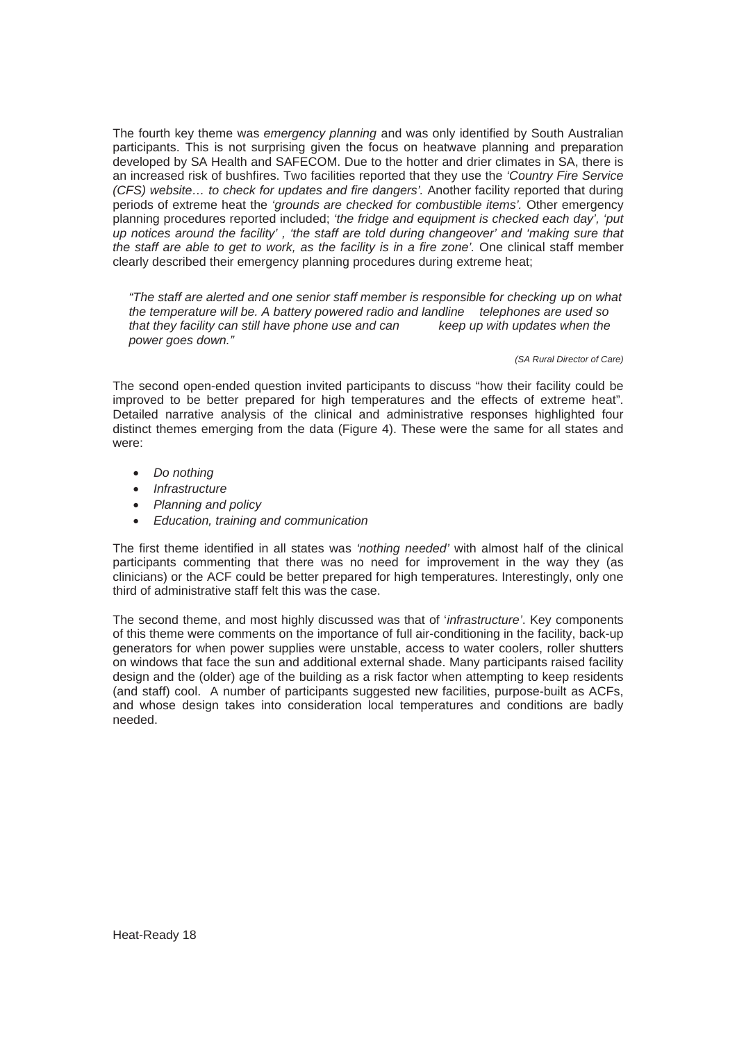The fourth key theme was *emergency planning* and was only identified by South Australian participants. This is not surprising given the focus on heatwave planning and preparation developed by SA Health and SAFECOM. Due to the hotter and drier climates in SA, there is an increased risk of bushfires. Two facilities reported that they use the *'Country Fire Service (CFS) website… to check for updates and fire dangers'.* Another facility reported that during periods of extreme heat the *'grounds are checked for combustible items'.* Other emergency planning procedures reported included; *'the fridge and equipment is checked each day', 'put up notices around the facility' , 'the staff are told during changeover' and 'making sure that the staff are able to get to work, as the facility is in a fire zone'.* One clinical staff member clearly described their emergency planning procedures during extreme heat;

> *"The staff are alerted and one senior staff member is responsible for checking up on what the temperature will be. A battery powered radio and landline telephones are used so that they facility can still have phone use and can keep up with updates when the power goes down."*
>
> *(SA Rural Director of Care)*

The second open-ended question invited participants to discuss "how their facility could be improved to be better prepared for high temperatures and the effects of extreme heat". Detailed narrative analysis of the clinical and administrative responses highlighted four distinct themes emerging from the data (Figure 4). These were the same for all states and were:

- *Do nothing*
- *Infrastructure*
- *Planning and policy*
- *Education, training and communication*

The first theme identified in all states was *'nothing needed'* with almost half of the clinical participants commenting that there was no need for improvement in the way they (as clinicians) or the ACF could be better prepared for high temperatures. Interestingly, only one third of administrative staff felt this was the case.

The second theme, and most highly discussed was that of '*infrastructure'*. Key components of this theme were comments on the importance of full air-conditioning in the facility, back-up generators for when power supplies were unstable, access to water coolers, roller shutters on windows that face the sun and additional external shade. Many participants raised facility design and the (older) age of the building as a risk factor when attempting to keep residents (and staff) cool. A number of participants suggested new facilities, purpose-built as ACFs, and whose design takes into consideration local temperatures and conditions are badly needed.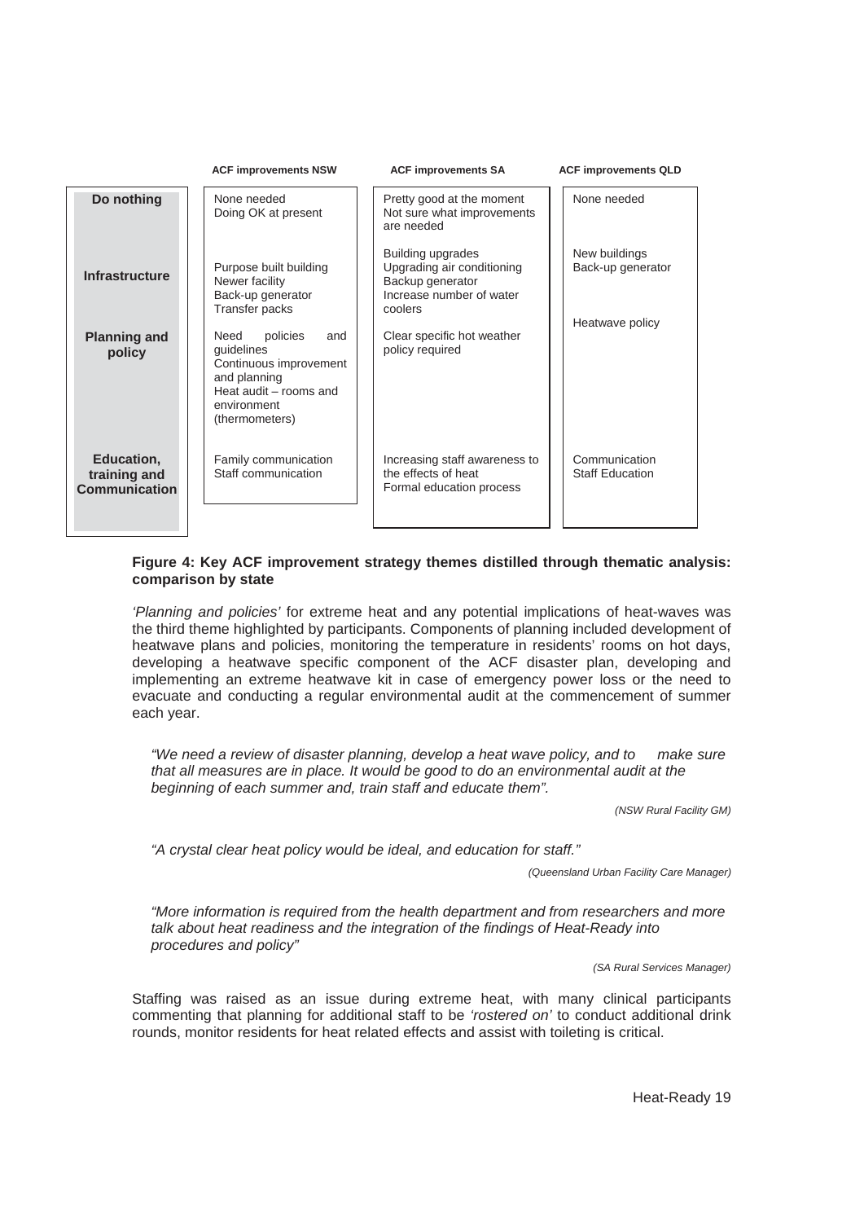| | ACF improvements NSW | ACF improvements SA | ACF improvements QLD |
|---|---|---|---|
| **Do nothing** | None needed<br>Doing OK at present | Pretty good at the moment<br>Not sure what improvements are needed | None needed |
| **Infrastructure** | Purpose built building<br>Newer facility<br>Back-up generator<br>Transfer packs | Building upgrades<br>Upgrading air conditioning<br>Backup generator<br>Increase number of water coolers | New buildings<br>Back-up generator |
| **Planning and policy** | Need policies and guidelines<br>Continuous improvement and planning<br>Heat audit – rooms and environment (thermometers) | Clear specific hot weather policy required | Heatwave policy |
| **Education, training and Communication** | Family communication<br>Staff communication | Increasing staff awareness to the effects of heat<br>Formal education process | Communication<br>Staff Education |

**Figure 4: Key ACF improvement strategy themes distilled through thematic analysis: comparison by state**

*'Planning and policies'* for extreme heat and any potential implications of heat-waves was the third theme highlighted by participants. Components of planning included development of heatwave plans and policies, monitoring the temperature in residents' rooms on hot days, developing a heatwave specific component of the ACF disaster plan, developing and implementing an extreme heatwave kit in case of emergency power loss or the need to evacuate and conducting a regular environmental audit at the commencement of summer each year.

> *"We need a review of disaster planning, develop a heat wave policy, and to make sure that all measures are in place. It would be good to do an environmental audit at the beginning of each summer and, train staff and educate them".*
>
> *(NSW Rural Facility GM)*

> *"A crystal clear heat policy would be ideal, and education for staff."*
>
> *(Queensland Urban Facility Care Manager)*

> *"More information is required from the health department and from researchers and more talk about heat readiness and the integration of the findings of Heat-Ready into procedures and policy"*
>
> *(SA Rural Services Manager)*

Staffing was raised as an issue during extreme heat, with many clinical participants commenting that planning for additional staff to be *'rostered on'* to conduct additional drink rounds, monitor residents for heat related effects and assist with toileting is critical.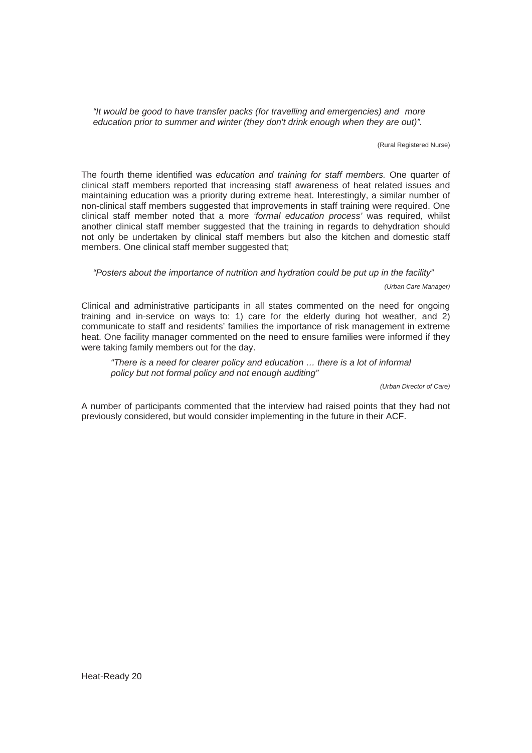*"It would be good to have transfer packs (for travelling and emergencies) and more education prior to summer and winter (they don't drink enough when they are out)".*

(Rural Registered Nurse)

The fourth theme identified was *education and training for staff members.* One quarter of clinical staff members reported that increasing staff awareness of heat related issues and maintaining education was a priority during extreme heat. Interestingly, a similar number of non-clinical staff members suggested that improvements in staff training were required. One clinical staff member noted that a more *'formal education process'* was required, whilst another clinical staff member suggested that the training in regards to dehydration should not only be undertaken by clinical staff members but also the kitchen and domestic staff members. One clinical staff member suggested that;

*"Posters about the importance of nutrition and hydration could be put up in the facility"*

*(Urban Care Manager)*

Clinical and administrative participants in all states commented on the need for ongoing training and in-service on ways to: 1) care for the elderly during hot weather, and 2) communicate to staff and residents' families the importance of risk management in extreme heat. One facility manager commented on the need to ensure families were informed if they were taking family members out for the day.

*"There is a need for clearer policy and education … there is a lot of informal policy but not formal policy and not enough auditing"*

*(Urban Director of Care)*

A number of participants commented that the interview had raised points that they had not previously considered, but would consider implementing in the future in their ACF.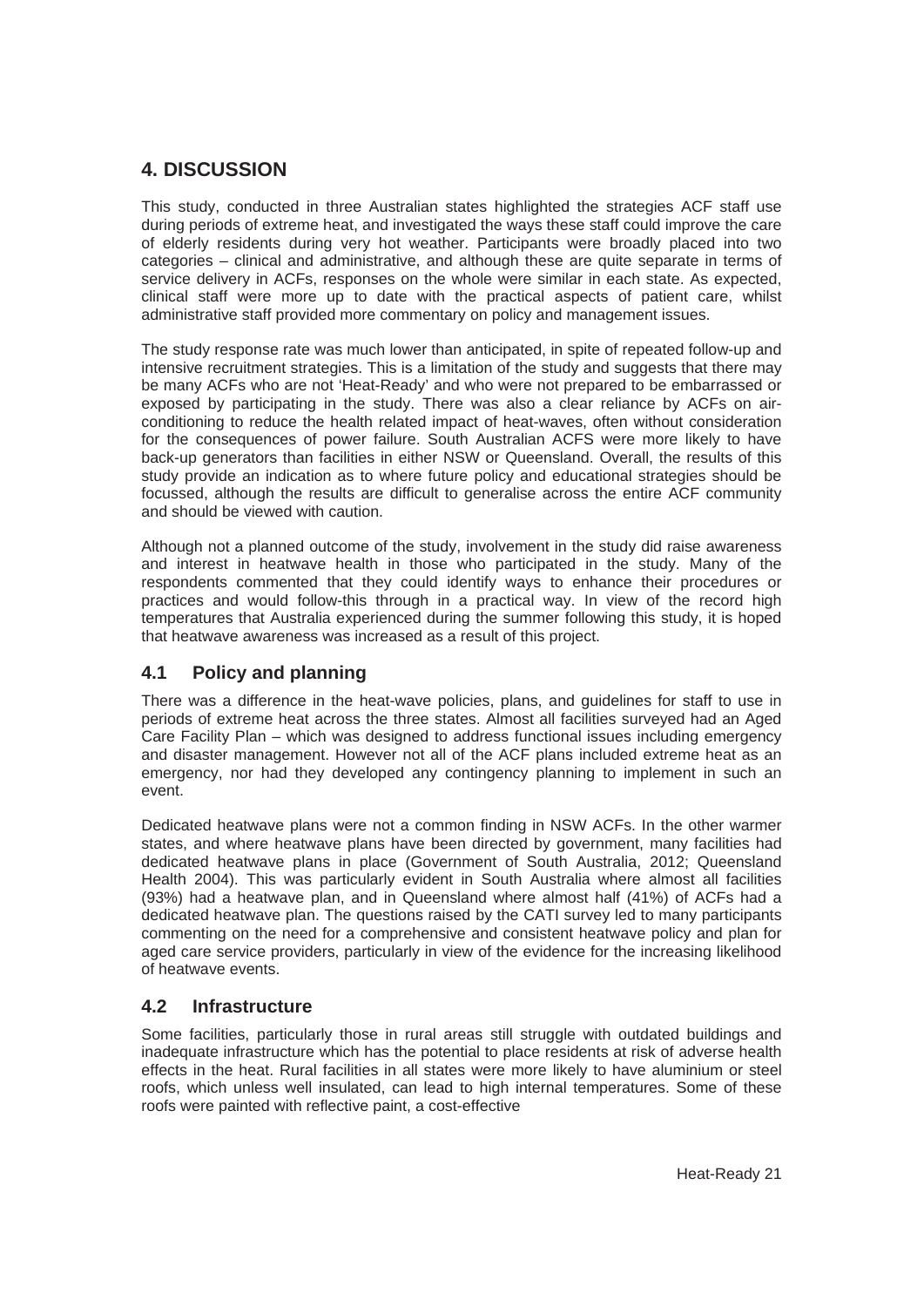# 4. DISCUSSION

This study, conducted in three Australian states highlighted the strategies ACF staff use during periods of extreme heat, and investigated the ways these staff could improve the care of elderly residents during very hot weather. Participants were broadly placed into two categories – clinical and administrative, and although these are quite separate in terms of service delivery in ACFs, responses on the whole were similar in each state. As expected, clinical staff were more up to date with the practical aspects of patient care, whilst administrative staff provided more commentary on policy and management issues.

The study response rate was much lower than anticipated, in spite of repeated follow-up and intensive recruitment strategies. This is a limitation of the study and suggests that there may be many ACFs who are not 'Heat-Ready' and who were not prepared to be embarrassed or exposed by participating in the study. There was also a clear reliance by ACFs on air-conditioning to reduce the health related impact of heat-waves, often without consideration for the consequences of power failure. South Australian ACFS were more likely to have back-up generators than facilities in either NSW or Queensland. Overall, the results of this study provide an indication as to where future policy and educational strategies should be focussed, although the results are difficult to generalise across the entire ACF community and should be viewed with caution.

Although not a planned outcome of the study, involvement in the study did raise awareness and interest in heatwave health in those who participated in the study. Many of the respondents commented that they could identify ways to enhance their procedures or practices and would follow-this through in a practical way. In view of the record high temperatures that Australia experienced during the summer following this study, it is hoped that heatwave awareness was increased as a result of this project.

## 4.1 Policy and planning

There was a difference in the heat-wave policies, plans, and guidelines for staff to use in periods of extreme heat across the three states. Almost all facilities surveyed had an Aged Care Facility Plan – which was designed to address functional issues including emergency and disaster management. However not all of the ACF plans included extreme heat as an emergency, nor had they developed any contingency planning to implement in such an event.

Dedicated heatwave plans were not a common finding in NSW ACFs. In the other warmer states, and where heatwave plans have been directed by government, many facilities had dedicated heatwave plans in place (Government of South Australia, 2012; Queensland Health 2004). This was particularly evident in South Australia where almost all facilities (93%) had a heatwave plan, and in Queensland where almost half (41%) of ACFs had a dedicated heatwave plan. The questions raised by the CATI survey led to many participants commenting on the need for a comprehensive and consistent heatwave policy and plan for aged care service providers, particularly in view of the evidence for the increasing likelihood of heatwave events.

## 4.2 Infrastructure

Some facilities, particularly those in rural areas still struggle with outdated buildings and inadequate infrastructure which has the potential to place residents at risk of adverse health effects in the heat. Rural facilities in all states were more likely to have aluminium or steel roofs, which unless well insulated, can lead to high internal temperatures. Some of these roofs were painted with reflective paint, a cost-effective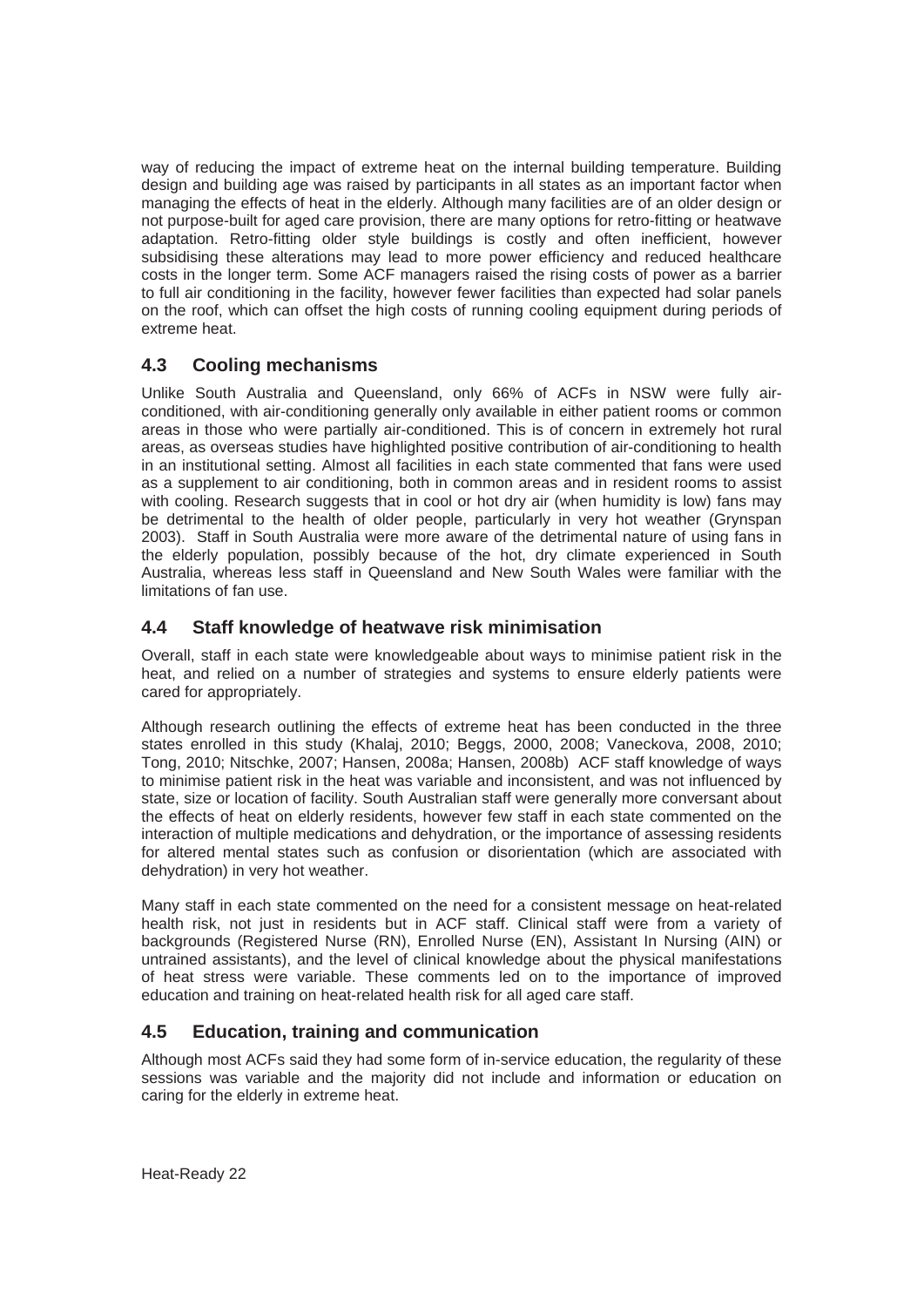way of reducing the impact of extreme heat on the internal building temperature. Building design and building age was raised by participants in all states as an important factor when managing the effects of heat in the elderly. Although many facilities are of an older design or not purpose-built for aged care provision, there are many options for retro-fitting or heatwave adaptation. Retro-fitting older style buildings is costly and often inefficient, however subsidising these alterations may lead to more power efficiency and reduced healthcare costs in the longer term. Some ACF managers raised the rising costs of power as a barrier to full air conditioning in the facility, however fewer facilities than expected had solar panels on the roof, which can offset the high costs of running cooling equipment during periods of extreme heat.

## 4.3 Cooling mechanisms

Unlike South Australia and Queensland, only 66% of ACFs in NSW were fully air-conditioned, with air-conditioning generally only available in either patient rooms or common areas in those who were partially air-conditioned. This is of concern in extremely hot rural areas, as overseas studies have highlighted positive contribution of air-conditioning to health in an institutional setting. Almost all facilities in each state commented that fans were used as a supplement to air conditioning, both in common areas and in resident rooms to assist with cooling. Research suggests that in cool or hot dry air (when humidity is low) fans may be detrimental to the health of older people, particularly in very hot weather (Grynspan 2003). Staff in South Australia were more aware of the detrimental nature of using fans in the elderly population, possibly because of the hot, dry climate experienced in South Australia, whereas less staff in Queensland and New South Wales were familiar with the limitations of fan use.

## 4.4 Staff knowledge of heatwave risk minimisation

Overall, staff in each state were knowledgeable about ways to minimise patient risk in the heat, and relied on a number of strategies and systems to ensure elderly patients were cared for appropriately.

Although research outlining the effects of extreme heat has been conducted in the three states enrolled in this study (Khalaj, 2010; Beggs, 2000, 2008; Vaneckova, 2008, 2010; Tong, 2010; Nitschke, 2007; Hansen, 2008a; Hansen, 2008b) ACF staff knowledge of ways to minimise patient risk in the heat was variable and inconsistent, and was not influenced by state, size or location of facility. South Australian staff were generally more conversant about the effects of heat on elderly residents, however few staff in each state commented on the interaction of multiple medications and dehydration, or the importance of assessing residents for altered mental states such as confusion or disorientation (which are associated with dehydration) in very hot weather.

Many staff in each state commented on the need for a consistent message on heat-related health risk, not just in residents but in ACF staff. Clinical staff were from a variety of backgrounds (Registered Nurse (RN), Enrolled Nurse (EN), Assistant In Nursing (AIN) or untrained assistants), and the level of clinical knowledge about the physical manifestations of heat stress were variable. These comments led on to the importance of improved education and training on heat-related health risk for all aged care staff.

## 4.5 Education, training and communication

Although most ACFs said they had some form of in-service education, the regularity of these sessions was variable and the majority did not include and information or education on caring for the elderly in extreme heat.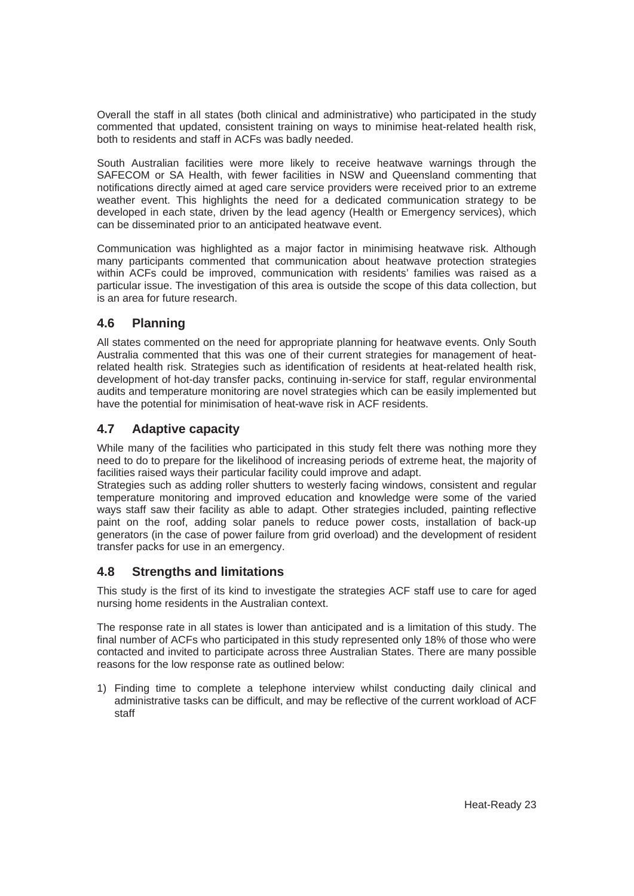Overall the staff in all states (both clinical and administrative) who participated in the study commented that updated, consistent training on ways to minimise heat-related health risk, both to residents and staff in ACFs was badly needed.

South Australian facilities were more likely to receive heatwave warnings through the SAFECOM or SA Health, with fewer facilities in NSW and Queensland commenting that notifications directly aimed at aged care service providers were received prior to an extreme weather event. This highlights the need for a dedicated communication strategy to be developed in each state, driven by the lead agency (Health or Emergency services), which can be disseminated prior to an anticipated heatwave event.

Communication was highlighted as a major factor in minimising heatwave risk. Although many participants commented that communication about heatwave protection strategies within ACFs could be improved, communication with residents' families was raised as a particular issue. The investigation of this area is outside the scope of this data collection, but is an area for future research.

## 4.6 Planning

All states commented on the need for appropriate planning for heatwave events. Only South Australia commented that this was one of their current strategies for management of heat-related health risk. Strategies such as identification of residents at heat-related health risk, development of hot-day transfer packs, continuing in-service for staff, regular environmental audits and temperature monitoring are novel strategies which can be easily implemented but have the potential for minimisation of heat-wave risk in ACF residents.

## 4.7 Adaptive capacity

While many of the facilities who participated in this study felt there was nothing more they need to do to prepare for the likelihood of increasing periods of extreme heat, the majority of facilities raised ways their particular facility could improve and adapt.

Strategies such as adding roller shutters to westerly facing windows, consistent and regular temperature monitoring and improved education and knowledge were some of the varied ways staff saw their facility as able to adapt. Other strategies included, painting reflective paint on the roof, adding solar panels to reduce power costs, installation of back-up generators (in the case of power failure from grid overload) and the development of resident transfer packs for use in an emergency.

## 4.8 Strengths and limitations

This study is the first of its kind to investigate the strategies ACF staff use to care for aged nursing home residents in the Australian context.

The response rate in all states is lower than anticipated and is a limitation of this study. The final number of ACFs who participated in this study represented only 18% of those who were contacted and invited to participate across three Australian States. There are many possible reasons for the low response rate as outlined below:

1) Finding time to complete a telephone interview whilst conducting daily clinical and administrative tasks can be difficult, and may be reflective of the current workload of ACF staff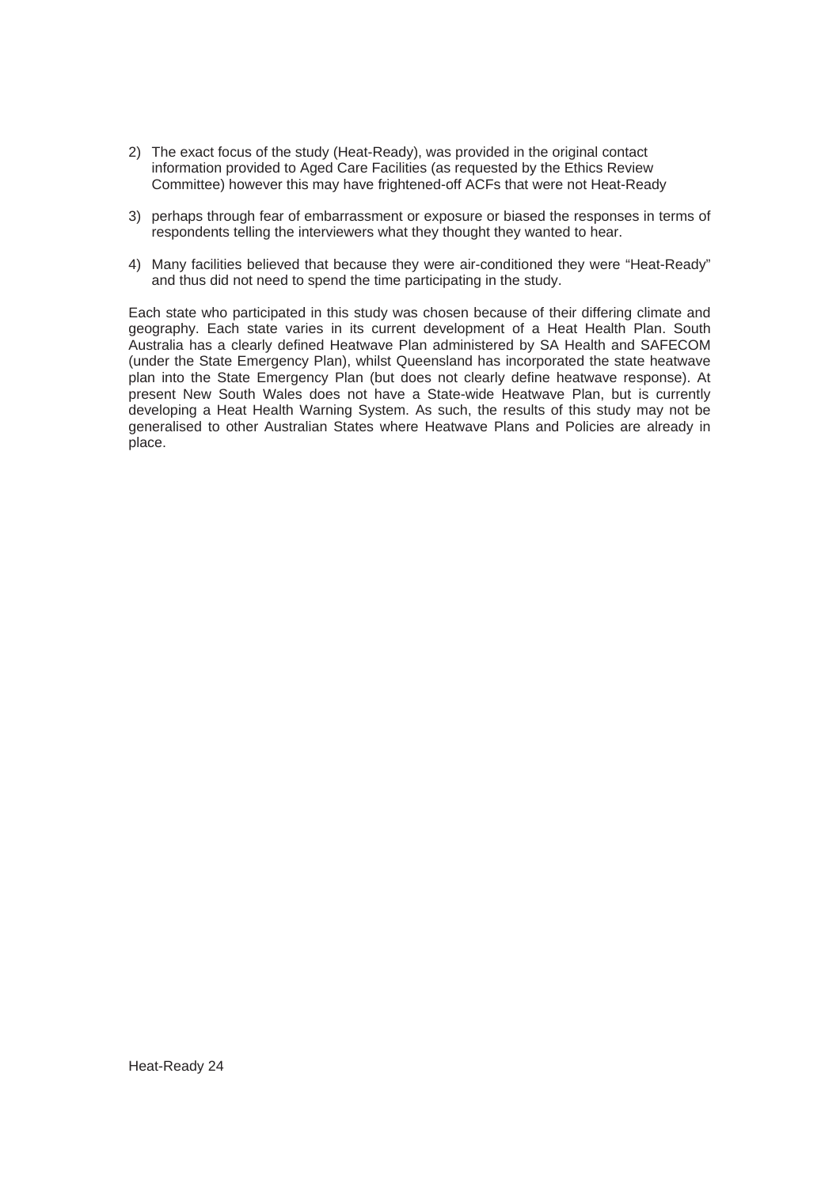2) The exact focus of the study (Heat-Ready), was provided in the original contact information provided to Aged Care Facilities (as requested by the Ethics Review Committee) however this may have frightened-off ACFs that were not Heat-Ready

3) perhaps through fear of embarrassment or exposure or biased the responses in terms of respondents telling the interviewers what they thought they wanted to hear.

4) Many facilities believed that because they were air-conditioned they were "Heat-Ready" and thus did not need to spend the time participating in the study.

Each state who participated in this study was chosen because of their differing climate and geography. Each state varies in its current development of a Heat Health Plan. South Australia has a clearly defined Heatwave Plan administered by SA Health and SAFECOM (under the State Emergency Plan), whilst Queensland has incorporated the state heatwave plan into the State Emergency Plan (but does not clearly define heatwave response). At present New South Wales does not have a State-wide Heatwave Plan, but is currently developing a Heat Health Warning System. As such, the results of this study may not be generalised to other Australian States where Heatwave Plans and Policies are already in place.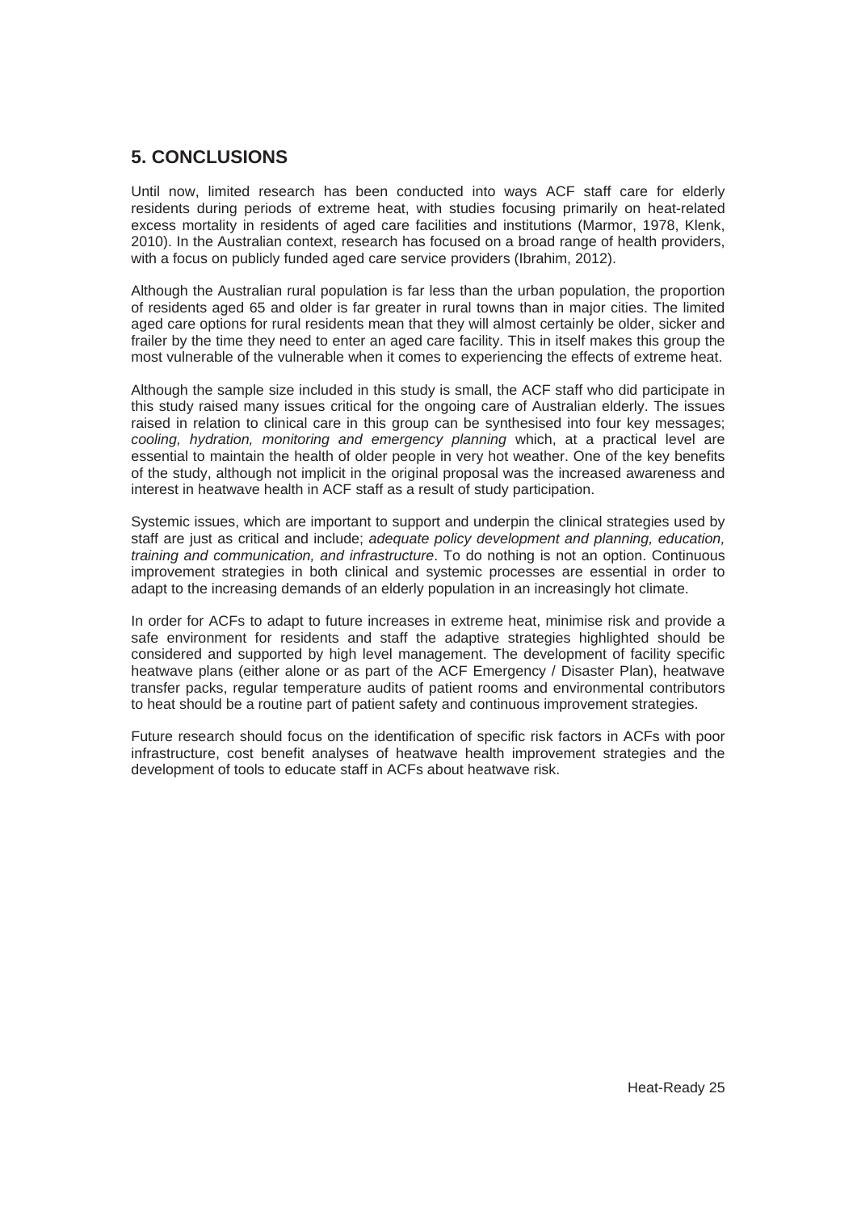## 5. CONCLUSIONS

Until now, limited research has been conducted into ways ACF staff care for elderly residents during periods of extreme heat, with studies focusing primarily on heat-related excess mortality in residents of aged care facilities and institutions (Marmor, 1978, Klenk, 2010). In the Australian context, research has focused on a broad range of health providers, with a focus on publicly funded aged care service providers (Ibrahim, 2012).

Although the Australian rural population is far less than the urban population, the proportion of residents aged 65 and older is far greater in rural towns than in major cities. The limited aged care options for rural residents mean that they will almost certainly be older, sicker and frailer by the time they need to enter an aged care facility. This in itself makes this group the most vulnerable of the vulnerable when it comes to experiencing the effects of extreme heat.

Although the sample size included in this study is small, the ACF staff who did participate in this study raised many issues critical for the ongoing care of Australian elderly. The issues raised in relation to clinical care in this group can be synthesised into four key messages; *cooling, hydration, monitoring and emergency planning* which, at a practical level are essential to maintain the health of older people in very hot weather. One of the key benefits of the study, although not implicit in the original proposal was the increased awareness and interest in heatwave health in ACF staff as a result of study participation.

Systemic issues, which are important to support and underpin the clinical strategies used by staff are just as critical and include; *adequate policy development and planning, education, training and communication, and infrastructure*. To do nothing is not an option. Continuous improvement strategies in both clinical and systemic processes are essential in order to adapt to the increasing demands of an elderly population in an increasingly hot climate.

In order for ACFs to adapt to future increases in extreme heat, minimise risk and provide a safe environment for residents and staff the adaptive strategies highlighted should be considered and supported by high level management. The development of facility specific heatwave plans (either alone or as part of the ACF Emergency / Disaster Plan), heatwave transfer packs, regular temperature audits of patient rooms and environmental contributors to heat should be a routine part of patient safety and continuous improvement strategies.

Future research should focus on the identification of specific risk factors in ACFs with poor infrastructure, cost benefit analyses of heatwave health improvement strategies and the development of tools to educate staff in ACFs about heatwave risk.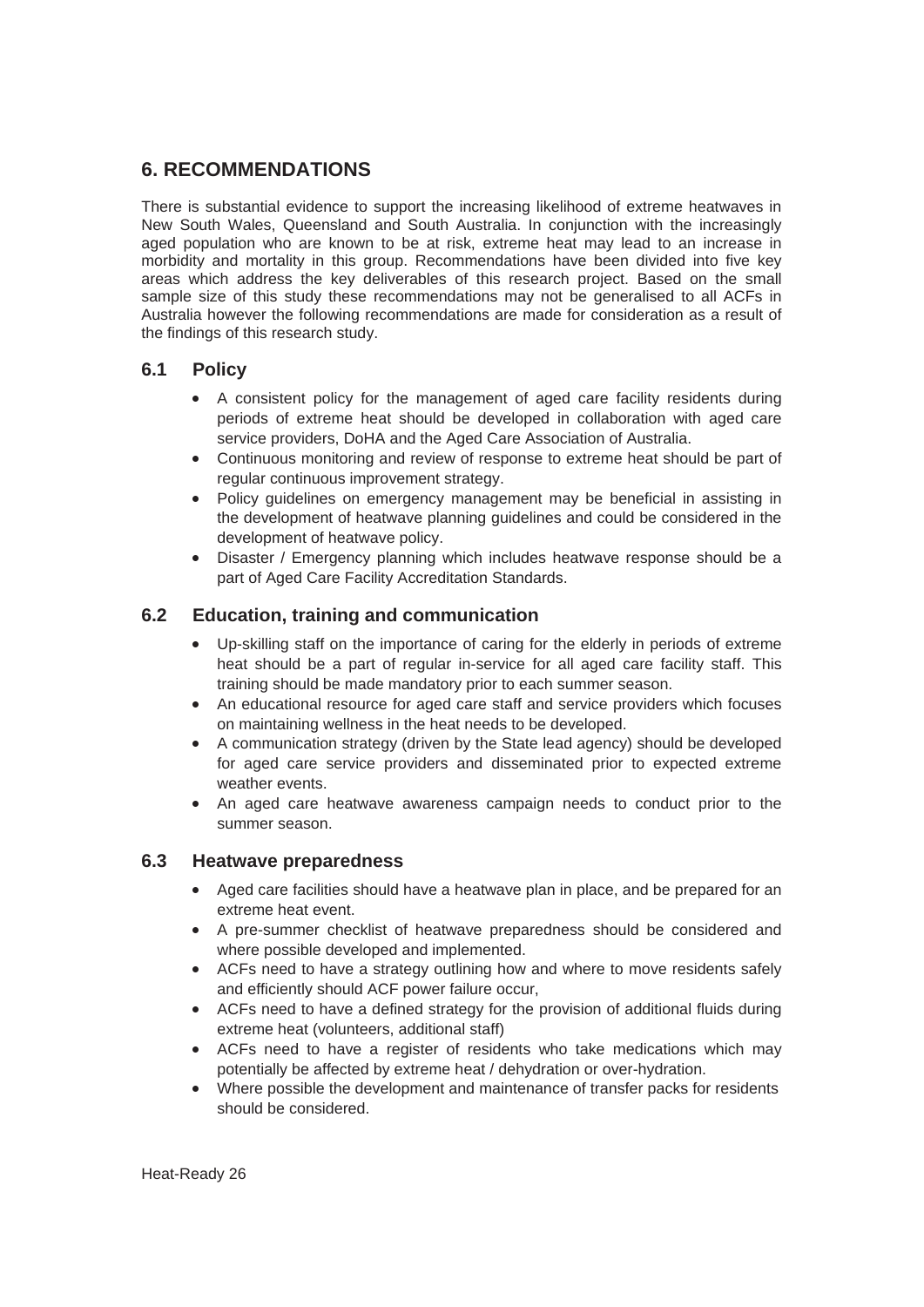## 6. RECOMMENDATIONS

There is substantial evidence to support the increasing likelihood of extreme heatwaves in New South Wales, Queensland and South Australia. In conjunction with the increasingly aged population who are known to be at risk, extreme heat may lead to an increase in morbidity and mortality in this group. Recommendations have been divided into five key areas which address the key deliverables of this research project. Based on the small sample size of this study these recommendations may not be generalised to all ACFs in Australia however the following recommendations are made for consideration as a result of the findings of this research study.

### 6.1 Policy

- A consistent policy for the management of aged care facility residents during periods of extreme heat should be developed in collaboration with aged care service providers, DoHA and the Aged Care Association of Australia.
- Continuous monitoring and review of response to extreme heat should be part of regular continuous improvement strategy.
- Policy guidelines on emergency management may be beneficial in assisting in the development of heatwave planning guidelines and could be considered in the development of heatwave policy.
- Disaster / Emergency planning which includes heatwave response should be a part of Aged Care Facility Accreditation Standards.

### 6.2 Education, training and communication

- Up-skilling staff on the importance of caring for the elderly in periods of extreme heat should be a part of regular in-service for all aged care facility staff. This training should be made mandatory prior to each summer season.
- An educational resource for aged care staff and service providers which focuses on maintaining wellness in the heat needs to be developed.
- A communication strategy (driven by the State lead agency) should be developed for aged care service providers and disseminated prior to expected extreme weather events.
- An aged care heatwave awareness campaign needs to conduct prior to the summer season.

### 6.3 Heatwave preparedness

- Aged care facilities should have a heatwave plan in place, and be prepared for an extreme heat event.
- A pre-summer checklist of heatwave preparedness should be considered and where possible developed and implemented.
- ACFs need to have a strategy outlining how and where to move residents safely and efficiently should ACF power failure occur,
- ACFs need to have a defined strategy for the provision of additional fluids during extreme heat (volunteers, additional staff)
- ACFs need to have a register of residents who take medications which may potentially be affected by extreme heat / dehydration or over-hydration.
- Where possible the development and maintenance of transfer packs for residents should be considered.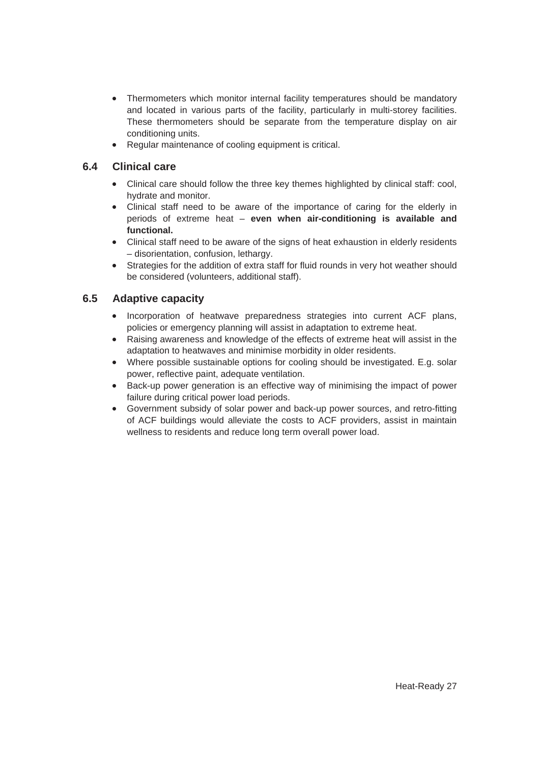- Thermometers which monitor internal facility temperatures should be mandatory and located in various parts of the facility, particularly in multi-storey facilities. These thermometers should be separate from the temperature display on air conditioning units.
- Regular maintenance of cooling equipment is critical.

## 6.4 Clinical care

- Clinical care should follow the three key themes highlighted by clinical staff: cool, hydrate and monitor.
- Clinical staff need to be aware of the importance of caring for the elderly in periods of extreme heat – **even when air-conditioning is available and functional.**
- Clinical staff need to be aware of the signs of heat exhaustion in elderly residents – disorientation, confusion, lethargy.
- Strategies for the addition of extra staff for fluid rounds in very hot weather should be considered (volunteers, additional staff).

## 6.5 Adaptive capacity

- Incorporation of heatwave preparedness strategies into current ACF plans, policies or emergency planning will assist in adaptation to extreme heat.
- Raising awareness and knowledge of the effects of extreme heat will assist in the adaptation to heatwaves and minimise morbidity in older residents.
- Where possible sustainable options for cooling should be investigated. E.g. solar power, reflective paint, adequate ventilation.
- Back-up power generation is an effective way of minimising the impact of power failure during critical power load periods.
- Government subsidy of solar power and back-up power sources, and retro-fitting of ACF buildings would alleviate the costs to ACF providers, assist in maintain wellness to residents and reduce long term overall power load.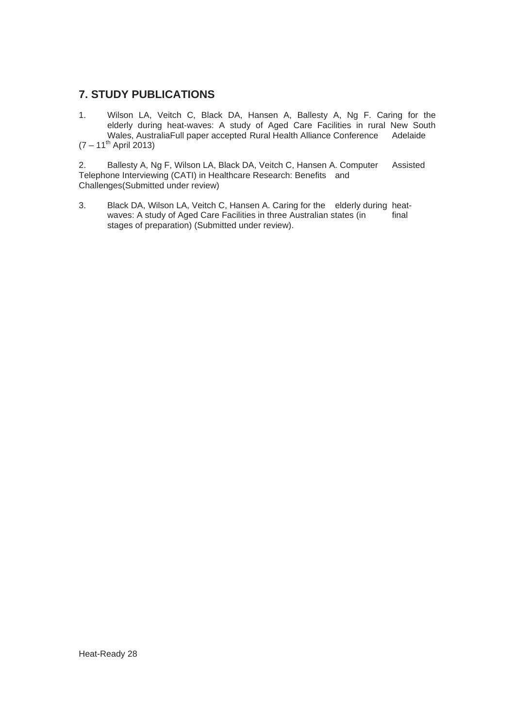## 7. STUDY PUBLICATIONS

1. Wilson LA, Veitch C, Black DA, Hansen A, Ballesty A, Ng F. Caring for the elderly during heat-waves: A study of Aged Care Facilities in rural New South Wales, AustraliaFull paper accepted Rural Health Alliance Conference Adelaide (7 – 11th April 2013)

2. Ballesty A, Ng F, Wilson LA, Black DA, Veitch C, Hansen A. Computer Assisted Telephone Interviewing (CATI) in Healthcare Research: Benefits and Challenges(Submitted under review)

3. Black DA, Wilson LA, Veitch C, Hansen A. Caring for the elderly during heat-waves: A study of Aged Care Facilities in three Australian states (in final stages of preparation) (Submitted under review).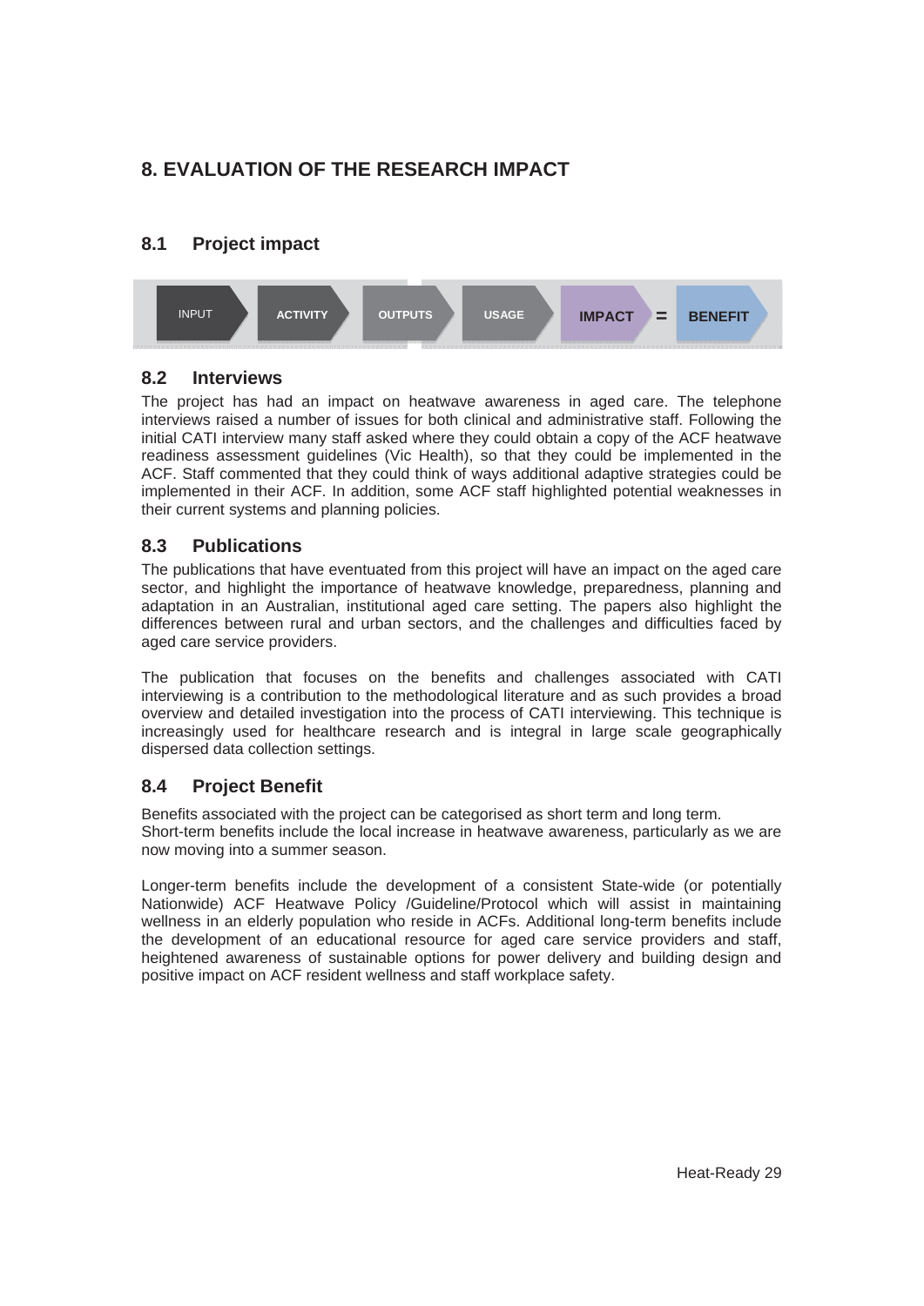# 8. EVALUATION OF THE RESEARCH IMPACT

## 8.1 Project impact

INPUT → ACTIVITY → OUTPUTS → USAGE → **IMPACT** = **BENEFIT**

## 8.2 Interviews

The project has had an impact on heatwave awareness in aged care. The telephone interviews raised a number of issues for both clinical and administrative staff. Following the initial CATI interview many staff asked where they could obtain a copy of the ACF heatwave readiness assessment guidelines (Vic Health), so that they could be implemented in the ACF. Staff commented that they could think of ways additional adaptive strategies could be implemented in their ACF. In addition, some ACF staff highlighted potential weaknesses in their current systems and planning policies.

## 8.3 Publications

The publications that have eventuated from this project will have an impact on the aged care sector, and highlight the importance of heatwave knowledge, preparedness, planning and adaptation in an Australian, institutional aged care setting. The papers also highlight the differences between rural and urban sectors, and the challenges and difficulties faced by aged care service providers.

The publication that focuses on the benefits and challenges associated with CATI interviewing is a contribution to the methodological literature and as such provides a broad overview and detailed investigation into the process of CATI interviewing. This technique is increasingly used for healthcare research and is integral in large scale geographically dispersed data collection settings.

## 8.4 Project Benefit

Benefits associated with the project can be categorised as short term and long term.
Short-term benefits include the local increase in heatwave awareness, particularly as we are now moving into a summer season.

Longer-term benefits include the development of a consistent State-wide (or potentially Nationwide) ACF Heatwave Policy /Guideline/Protocol which will assist in maintaining wellness in an elderly population who reside in ACFs. Additional long-term benefits include the development of an educational resource for aged care service providers and staff, heightened awareness of sustainable options for power delivery and building design and positive impact on ACF resident wellness and staff workplace safety.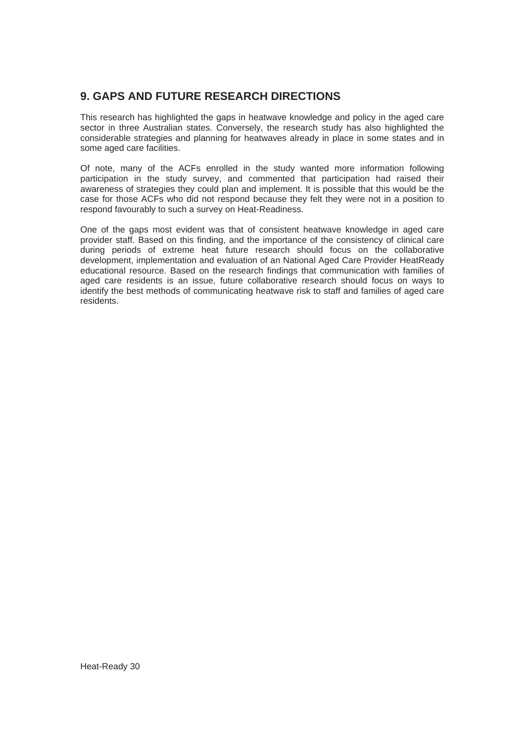## 9. GAPS AND FUTURE RESEARCH DIRECTIONS

This research has highlighted the gaps in heatwave knowledge and policy in the aged care sector in three Australian states. Conversely, the research study has also highlighted the considerable strategies and planning for heatwaves already in place in some states and in some aged care facilities.

Of note, many of the ACFs enrolled in the study wanted more information following participation in the study survey, and commented that participation had raised their awareness of strategies they could plan and implement. It is possible that this would be the case for those ACFs who did not respond because they felt they were not in a position to respond favourably to such a survey on Heat-Readiness.

One of the gaps most evident was that of consistent heatwave knowledge in aged care provider staff. Based on this finding, and the importance of the consistency of clinical care during periods of extreme heat future research should focus on the collaborative development, implementation and evaluation of an National Aged Care Provider HeatReady educational resource. Based on the research findings that communication with families of aged care residents is an issue, future collaborative research should focus on ways to identify the best methods of communicating heatwave risk to staff and families of aged care residents.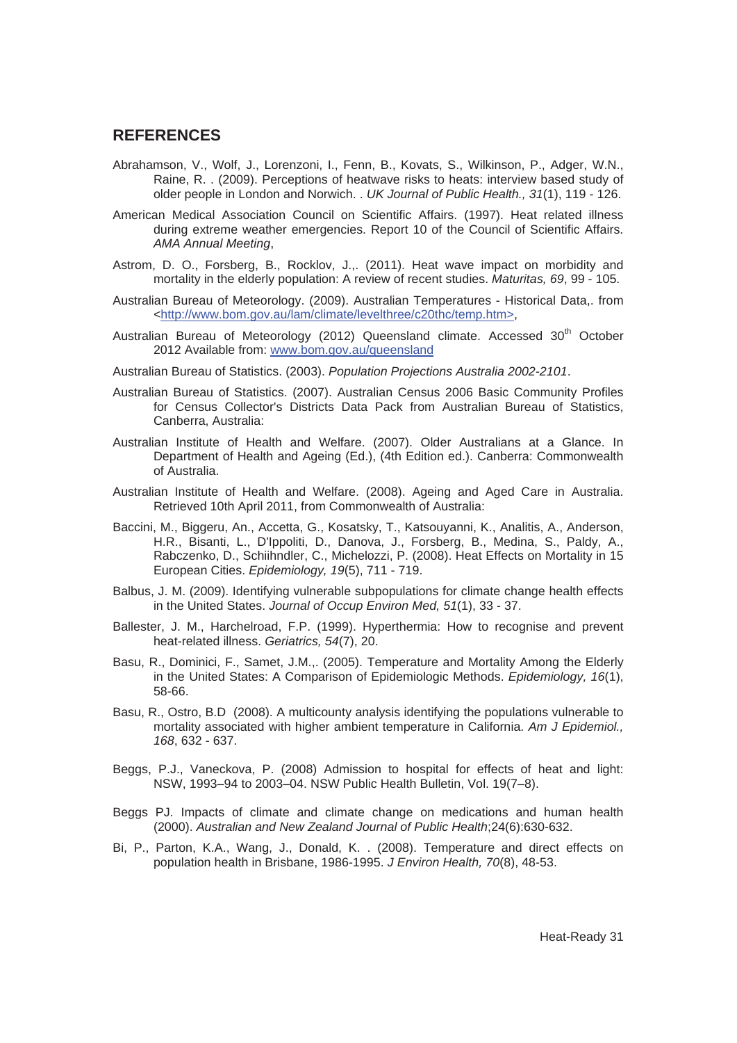## REFERENCES

Abrahamson, V., Wolf, J., Lorenzoni, I., Fenn, B., Kovats, S., Wilkinson, P., Adger, W.N., Raine, R. . (2009). Perceptions of heatwave risks to heats: interview based study of older people in London and Norwich. . *UK Journal of Public Health., 31*(1), 119 - 126.

American Medical Association Council on Scientific Affairs. (1997). Heat related illness during extreme weather emergencies. Report 10 of the Council of Scientific Affairs. *AMA Annual Meeting*,

Astrom, D. O., Forsberg, B., Rocklov, J.,. (2011). Heat wave impact on morbidity and mortality in the elderly population: A review of recent studies. *Maturitas, 69*, 99 - 105.

Australian Bureau of Meteorology. (2009). Australian Temperatures - Historical Data,. from <http://www.bom.gov.au/lam/climate/levelthree/c20thc/temp.htm>,

Australian Bureau of Meteorology (2012) Queensland climate. Accessed 30th October 2012 Available from: www.bom.gov.au/queensland

Australian Bureau of Statistics. (2003). *Population Projections Australia 2002-2101*.

Australian Bureau of Statistics. (2007). Australian Census 2006 Basic Community Profiles for Census Collector's Districts Data Pack from Australian Bureau of Statistics, Canberra, Australia:

Australian Institute of Health and Welfare. (2007). Older Australians at a Glance. In Department of Health and Ageing (Ed.), (4th Edition ed.). Canberra: Commonwealth of Australia.

Australian Institute of Health and Welfare. (2008). Ageing and Aged Care in Australia. Retrieved 10th April 2011, from Commonwealth of Australia:

Baccini, M., Biggeru, An., Accetta, G., Kosatsky, T., Katsouyanni, K., Analitis, A., Anderson, H.R., Bisanti, L., D'Ippoliti, D., Danova, J., Forsberg, B., Medina, S., Paldy, A., Rabczenko, D., Schiihndler, C., Michelozzi, P. (2008). Heat Effects on Mortality in 15 European Cities. *Epidemiology, 19*(5), 711 - 719.

Balbus, J. M. (2009). Identifying vulnerable subpopulations for climate change health effects in the United States. *Journal of Occup Environ Med, 51*(1), 33 - 37.

Ballester, J. M., Harchelroad, F.P. (1999). Hyperthermia: How to recognise and prevent heat-related illness. *Geriatrics, 54*(7), 20.

Basu, R., Dominici, F., Samet, J.M.,. (2005). Temperature and Mortality Among the Elderly in the United States: A Comparison of Epidemiologic Methods. *Epidemiology, 16*(1), 58-66.

Basu, R., Ostro, B.D (2008). A multicounty analysis identifying the populations vulnerable to mortality associated with higher ambient temperature in California. *Am J Epidemiol., 168*, 632 - 637.

Beggs, P.J., Vaneckova, P. (2008) Admission to hospital for effects of heat and light: NSW, 1993–94 to 2003–04. NSW Public Health Bulletin, Vol. 19(7–8).

Beggs PJ. Impacts of climate and climate change on medications and human health (2000). *Australian and New Zealand Journal of Public Health*;24(6):630-632.

Bi, P., Parton, K.A., Wang, J., Donald, K. . (2008). Temperature and direct effects on population health in Brisbane, 1986-1995. *J Environ Health, 70*(8), 48-53.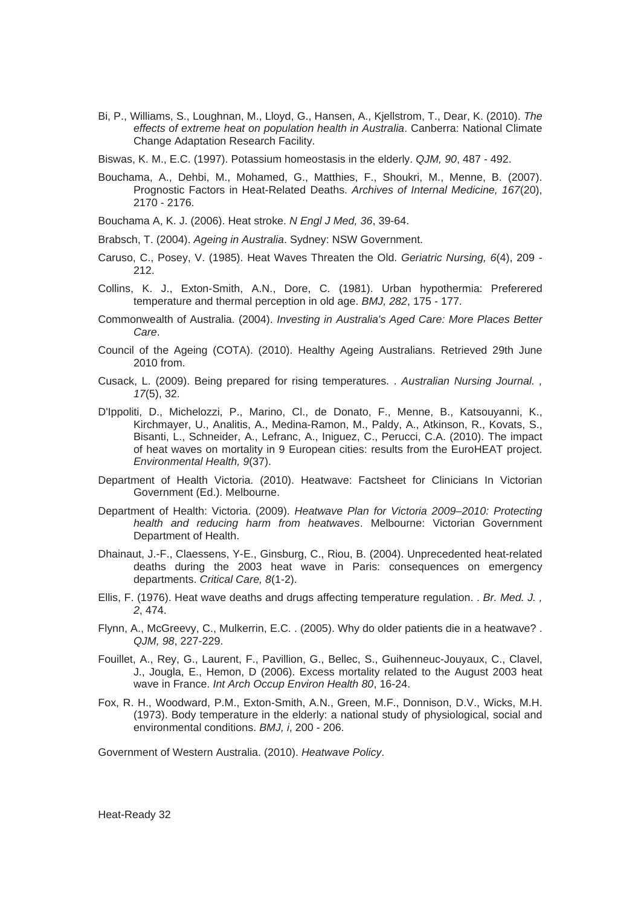Bi, P., Williams, S., Loughnan, M., Lloyd, G., Hansen, A., Kjellstrom, T., Dear, K. (2010). *The effects of extreme heat on population health in Australia*. Canberra: National Climate Change Adaptation Research Facility.

Biswas, K. M., E.C. (1997). Potassium homeostasis in the elderly. *QJM, 90*, 487 - 492.

Bouchama, A., Dehbi, M., Mohamed, G., Matthies, F., Shoukri, M., Menne, B. (2007). Prognostic Factors in Heat-Related Deaths. *Archives of Internal Medicine, 167*(20), 2170 - 2176.

Bouchama A, K. J. (2006). Heat stroke. *N Engl J Med, 36*, 39-64.

Brabsch, T. (2004). *Ageing in Australia*. Sydney: NSW Government.

Caruso, C., Posey, V. (1985). Heat Waves Threaten the Old. *Geriatric Nursing, 6*(4), 209 - 212.

Collins, K. J., Exton-Smith, A.N., Dore, C. (1981). Urban hypothermia: Preferered temperature and thermal perception in old age. *BMJ, 282*, 175 - 177.

Commonwealth of Australia. (2004). *Investing in Australia's Aged Care: More Places Better Care*.

Council of the Ageing (COTA). (2010). Healthy Ageing Australians. Retrieved 29th June 2010 from.

Cusack, L. (2009). Being prepared for rising temperatures. . *Australian Nursing Journal. , 17*(5), 32.

D'Ippoliti, D., Michelozzi, P., Marino, Cl., de Donato, F., Menne, B., Katsouyanni, K., Kirchmayer, U., Analitis, A., Medina-Ramon, M., Paldy, A., Atkinson, R., Kovats, S., Bisanti, L., Schneider, A., Lefranc, A., Iniguez, C., Perucci, C.A. (2010). The impact of heat waves on mortality in 9 European cities: results from the EuroHEAT project. *Environmental Health, 9*(37).

Department of Health Victoria. (2010). Heatwave: Factsheet for Clinicians In Victorian Government (Ed.). Melbourne.

Department of Health: Victoria. (2009). *Heatwave Plan for Victoria 2009–2010: Protecting health and reducing harm from heatwaves*. Melbourne: Victorian Government Department of Health.

Dhainaut, J.-F., Claessens, Y-E., Ginsburg, C., Riou, B. (2004). Unprecedented heat-related deaths during the 2003 heat wave in Paris: consequences on emergency departments. *Critical Care, 8*(1-2).

Ellis, F. (1976). Heat wave deaths and drugs affecting temperature regulation. . *Br. Med. J. , 2*, 474.

Flynn, A., McGreevy, C., Mulkerrin, E.C. . (2005). Why do older patients die in a heatwave? . *QJM, 98*, 227-229.

Fouillet, A., Rey, G., Laurent, F., Pavillion, G., Bellec, S., Guihenneuc-Jouyaux, C., Clavel, J., Jougla, E., Hemon, D (2006). Excess mortality related to the August 2003 heat wave in France. *Int Arch Occup Environ Health 80*, 16-24.

Fox, R. H., Woodward, P.M., Exton-Smith, A.N., Green, M.F., Donnison, D.V., Wicks, M.H. (1973). Body temperature in the elderly: a national study of physiological, social and environmental conditions. *BMJ, i*, 200 - 206.

Government of Western Australia. (2010). *Heatwave Policy*.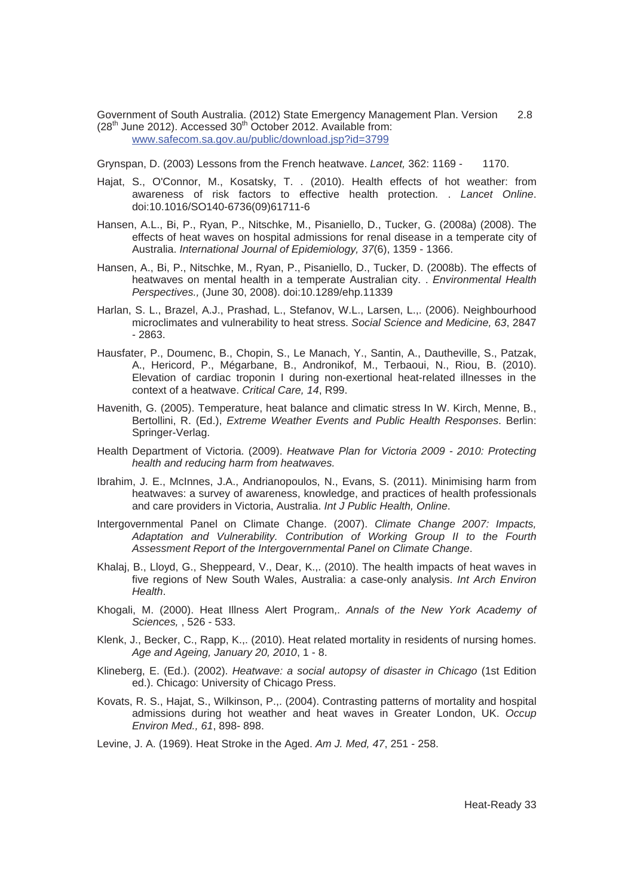Government of South Australia. (2012) State Emergency Management Plan. Version 2.8 (28th June 2012). Accessed 30th October 2012. Available from: www.safecom.sa.gov.au/public/download.jsp?id=3799

Grynspan, D. (2003) Lessons from the French heatwave. *Lancet,* 362: 1169 - 1170.

Hajat, S., O'Connor, M., Kosatsky, T. . (2010). Health effects of hot weather: from awareness of risk factors to effective health protection. . *Lancet Online*. doi:10.1016/SO140-6736(09)61711-6

Hansen, A.L., Bi, P., Ryan, P., Nitschke, M., Pisaniello, D., Tucker, G. (2008a) (2008). The effects of heat waves on hospital admissions for renal disease in a temperate city of Australia. *International Journal of Epidemiology, 37*(6), 1359 - 1366.

Hansen, A., Bi, P., Nitschke, M., Ryan, P., Pisaniello, D., Tucker, D. (2008b). The effects of heatwaves on mental health in a temperate Australian city. . *Environmental Health Perspectives.,* (June 30, 2008). doi:10.1289/ehp.11339

Harlan, S. L., Brazel, A.J., Prashad, L., Stefanov, W.L., Larsen, L.,. (2006). Neighbourhood microclimates and vulnerability to heat stress. *Social Science and Medicine, 63*, 2847 - 2863.

Hausfater, P., Doumenc, B., Chopin, S., Le Manach, Y., Santin, A., Dautheville, S., Patzak, A., Hericord, P., Mégarbane, B., Andronikof, M., Terbaoui, N., Riou, B. (2010). Elevation of cardiac troponin I during non-exertional heat-related illnesses in the context of a heatwave. *Critical Care, 14*, R99.

Havenith, G. (2005). Temperature, heat balance and climatic stress In W. Kirch, Menne, B., Bertollini, R. (Ed.), *Extreme Weather Events and Public Health Responses*. Berlin: Springer-Verlag.

Health Department of Victoria. (2009). *Heatwave Plan for Victoria 2009 - 2010: Protecting health and reducing harm from heatwaves.*

Ibrahim, J. E., McInnes, J.A., Andrianopoulos, N., Evans, S. (2011). Minimising harm from heatwaves: a survey of awareness, knowledge, and practices of health professionals and care providers in Victoria, Australia. *Int J Public Health, Online*.

Intergovernmental Panel on Climate Change. (2007). *Climate Change 2007: Impacts, Adaptation and Vulnerability. Contribution of Working Group II to the Fourth Assessment Report of the Intergovernmental Panel on Climate Change*.

Khalaj, B., Lloyd, G., Sheppeard, V., Dear, K.,. (2010). The health impacts of heat waves in five regions of New South Wales, Australia: a case-only analysis. *Int Arch Environ Health*.

Khogali, M. (2000). Heat Illness Alert Program,. *Annals of the New York Academy of Sciences,* , 526 - 533.

Klenk, J., Becker, C., Rapp, K.,. (2010). Heat related mortality in residents of nursing homes. *Age and Ageing, January 20, 2010*, 1 - 8.

Klineberg, E. (Ed.). (2002). *Heatwave: a social autopsy of disaster in Chicago* (1st Edition ed.). Chicago: University of Chicago Press.

Kovats, R. S., Hajat, S., Wilkinson, P.,. (2004). Contrasting patterns of mortality and hospital admissions during hot weather and heat waves in Greater London, UK. *Occup Environ Med., 61*, 898- 898.

Levine, J. A. (1969). Heat Stroke in the Aged. *Am J. Med, 47*, 251 - 258.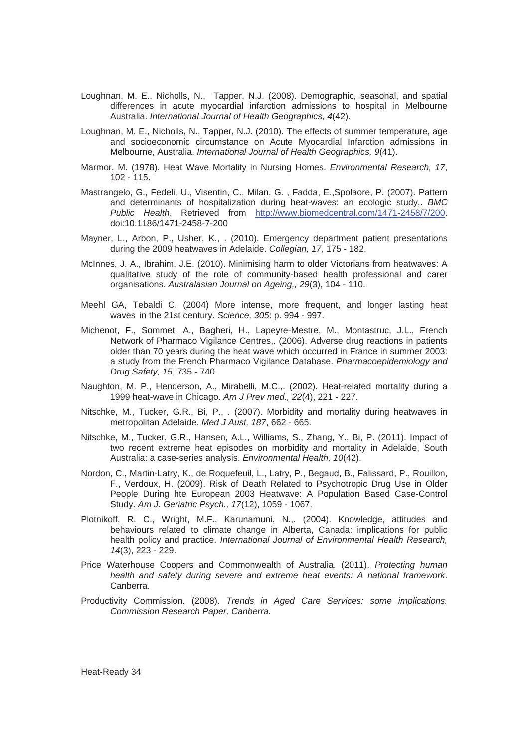Loughnan, M. E., Nicholls, N., Tapper, N.J. (2008). Demographic, seasonal, and spatial differences in acute myocardial infarction admissions to hospital in Melbourne Australia. *International Journal of Health Geographics, 4*(42).

Loughnan, M. E., Nicholls, N., Tapper, N.J. (2010). The effects of summer temperature, age and socioeconomic circumstance on Acute Myocardial Infarction admissions in Melbourne, Australia. *International Journal of Health Geographics, 9*(41).

Marmor, M. (1978). Heat Wave Mortality in Nursing Homes. *Environmental Research, 17*, 102 - 115.

Mastrangelo, G., Fedeli, U., Visentin, C., Milan, G. , Fadda, E.,Spolaore, P. (2007). Pattern and determinants of hospitalization during heat-waves: an ecologic study,. *BMC Public Health*. Retrieved from http://www.biomedcentral.com/1471-2458/7/200. doi:10.1186/1471-2458-7-200

Mayner, L., Arbon, P., Usher, K., . (2010). Emergency department patient presentations during the 2009 heatwaves in Adelaide. *Collegian, 17*, 175 - 182.

McInnes, J. A., Ibrahim, J.E. (2010). Minimising harm to older Victorians from heatwaves: A qualitative study of the role of community-based health professional and carer organisations. *Australasian Journal on Ageing,, 29*(3), 104 - 110.

Meehl GA, Tebaldi C. (2004) More intense, more frequent, and longer lasting heat waves in the 21st century. *Science, 305*: p. 994 - 997.

Michenot, F., Sommet, A., Bagheri, H., Lapeyre-Mestre, M., Montastruc, J.L., French Network of Pharmaco Vigilance Centres,. (2006). Adverse drug reactions in patients older than 70 years during the heat wave which occurred in France in summer 2003: a study from the French Pharmaco Vigilance Database. *Pharmacoepidemiology and Drug Safety, 15*, 735 - 740.

Naughton, M. P., Henderson, A., Mirabelli, M.C.,. (2002). Heat-related mortality during a 1999 heat-wave in Chicago. *Am J Prev med., 22*(4), 221 - 227.

Nitschke, M., Tucker, G.R., Bi, P., . (2007). Morbidity and mortality during heatwaves in metropolitan Adelaide. *Med J Aust, 187*, 662 - 665.

Nitschke, M., Tucker, G.R., Hansen, A.L., Williams, S., Zhang, Y., Bi, P. (2011). Impact of two recent extreme heat episodes on morbidity and mortality in Adelaide, South Australia: a case-series analysis. *Environmental Health, 10*(42).

Nordon, C., Martin-Latry, K., de Roquefeuil, L., Latry, P., Begaud, B., Falissard, P., Rouillon, F., Verdoux, H. (2009). Risk of Death Related to Psychotropic Drug Use in Older People During hte European 2003 Heatwave: A Population Based Case-Control Study. *Am J. Geriatric Psych., 17*(12), 1059 - 1067.

Plotnikoff, R. C., Wright, M.F., Karunamuni, N.,. (2004). Knowledge, attitudes and behaviours related to climate change in Alberta, Canada: implications for public health policy and practice. *International Journal of Environmental Health Research, 14*(3), 223 - 229.

Price Waterhouse Coopers and Commonwealth of Australia. (2011). *Protecting human health and safety during severe and extreme heat events: A national framework*. Canberra.

Productivity Commission. (2008). *Trends in Aged Care Services: some implications. Commission Research Paper, Canberra.*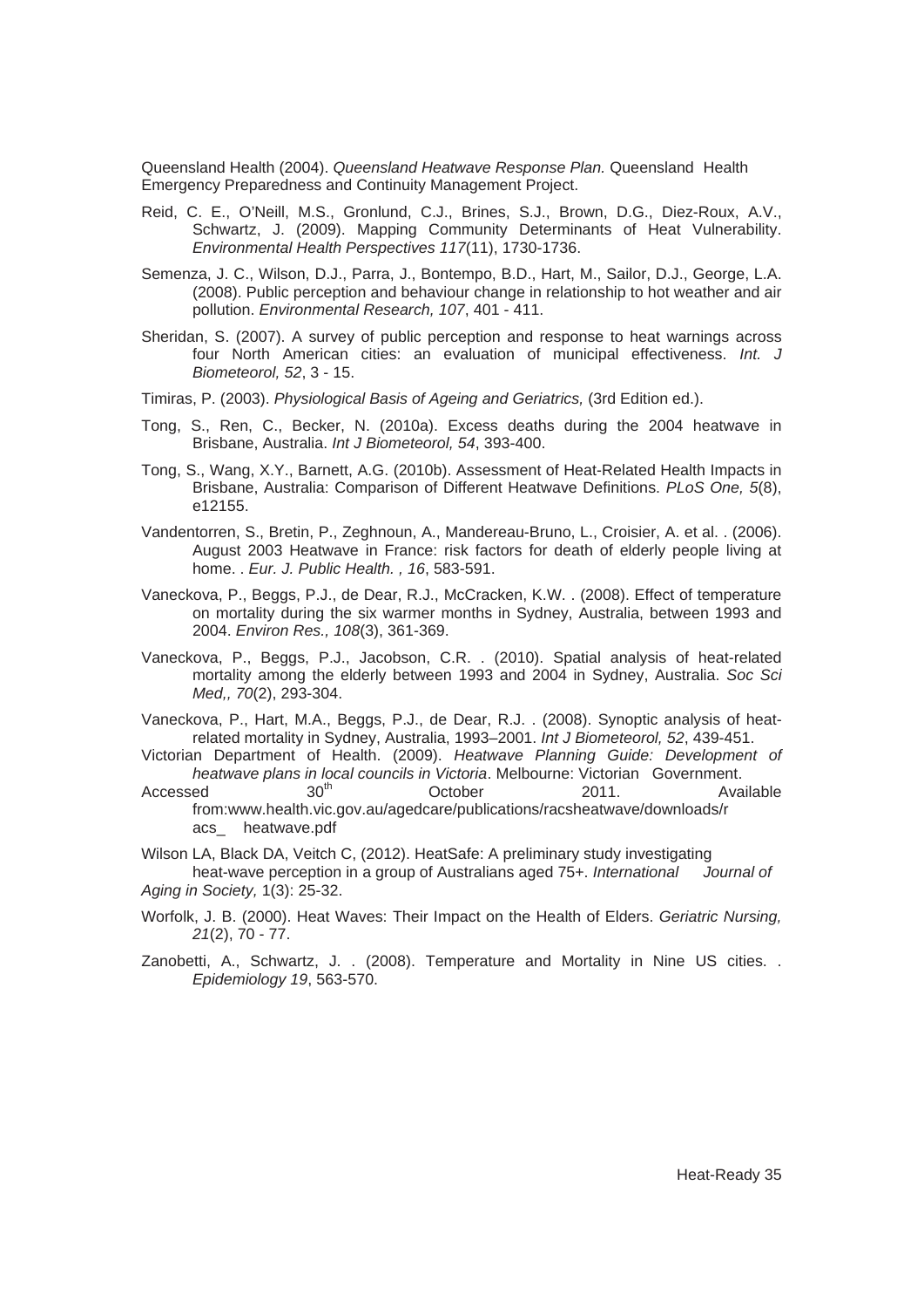Queensland Health (2004). *Queensland Heatwave Response Plan.* Queensland Health Emergency Preparedness and Continuity Management Project.

Reid, C. E., O'Neill, M.S., Gronlund, C.J., Brines, S.J., Brown, D.G., Diez-Roux, A.V., Schwartz, J. (2009). Mapping Community Determinants of Heat Vulnerability. *Environmental Health Perspectives 117*(11), 1730-1736.

Semenza, J. C., Wilson, D.J., Parra, J., Bontempo, B.D., Hart, M., Sailor, D.J., George, L.A. (2008). Public perception and behaviour change in relationship to hot weather and air pollution. *Environmental Research, 107*, 401 - 411.

Sheridan, S. (2007). A survey of public perception and response to heat warnings across four North American cities: an evaluation of municipal effectiveness. *Int. J Biometeorol, 52*, 3 - 15.

Timiras, P. (2003). *Physiological Basis of Ageing and Geriatrics,* (3rd Edition ed.).

Tong, S., Ren, C., Becker, N. (2010a). Excess deaths during the 2004 heatwave in Brisbane, Australia. *Int J Biometeorol, 54*, 393-400.

Tong, S., Wang, X.Y., Barnett, A.G. (2010b). Assessment of Heat-Related Health Impacts in Brisbane, Australia: Comparison of Different Heatwave Definitions. *PLoS One, 5*(8), e12155.

Vandentorren, S., Bretin, P., Zeghnoun, A., Mandereau-Bruno, L., Croisier, A. et al. . (2006). August 2003 Heatwave in France: risk factors for death of elderly people living at home. . *Eur. J. Public Health. , 16*, 583-591.

Vaneckova, P., Beggs, P.J., de Dear, R.J., McCracken, K.W. . (2008). Effect of temperature on mortality during the six warmer months in Sydney, Australia, between 1993 and 2004. *Environ Res., 108*(3), 361-369.

Vaneckova, P., Beggs, P.J., Jacobson, C.R. . (2010). Spatial analysis of heat-related mortality among the elderly between 1993 and 2004 in Sydney, Australia. *Soc Sci Med,, 70*(2), 293-304.

Vaneckova, P., Hart, M.A., Beggs, P.J., de Dear, R.J. . (2008). Synoptic analysis of heat-related mortality in Sydney, Australia, 1993–2001. *Int J Biometeorol, 52*, 439-451.

Victorian Department of Health. (2009). *Heatwave Planning Guide: Development of heatwave plans in local councils in Victoria*. Melbourne: Victorian Government. Accessed 30th October 2011. Available from:www.health.vic.gov.au/agedcare/publications/racsheatwave/downloads/racs_ heatwave.pdf

Wilson LA, Black DA, Veitch C, (2012). HeatSafe: A preliminary study investigating heat-wave perception in a group of Australians aged 75+. *International Journal of Aging in Society,* 1(3): 25-32.

Worfolk, J. B. (2000). Heat Waves: Their Impact on the Health of Elders. *Geriatric Nursing, 21*(2), 70 - 77.

Zanobetti, A., Schwartz, J. . (2008). Temperature and Mortality in Nine US cities. . *Epidemiology 19*, 563-570.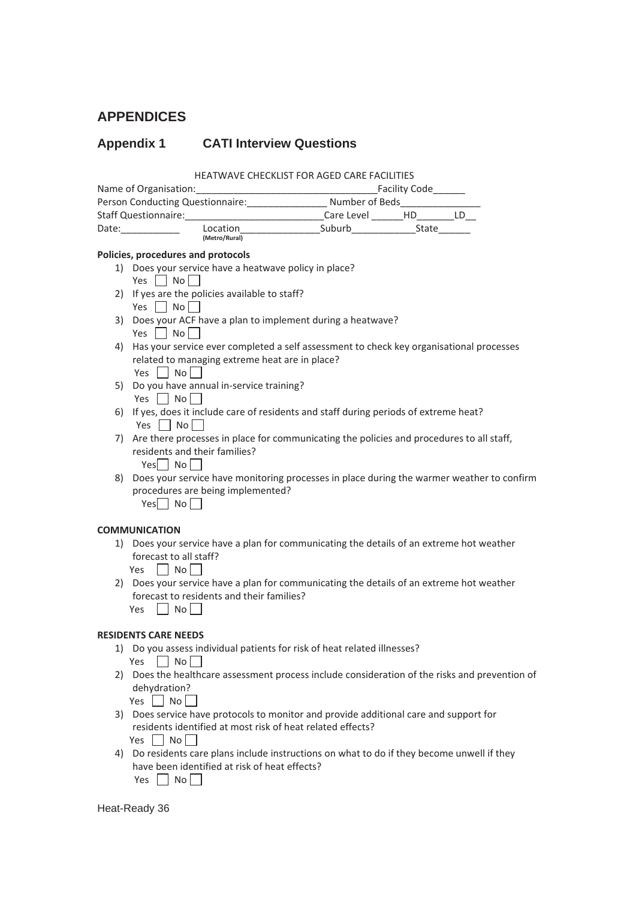# APPENDICES

## Appendix 1 CATI Interview Questions

HEATWAVE CHECKLIST FOR AGED CARE FACILITIES

Name of Organisation:_________________________________Facility Code______

Person Conducting Questionnaire:_______________ Number of Beds_______________

Staff Questionnaire:__________________________Care Level ______HD_______LD__

Date:___________ Location_______________Suburb____________State______
(Metro/Rural)

**Policies, procedures and protocols**

1) Does your service have a heatwave policy in place?
   Yes ☐ No ☐
2) If yes are the policies available to staff?
   Yes ☐ No ☐
3) Does your ACF have a plan to implement during a heatwave?
   Yes ☐ No ☐
4) Has your service ever completed a self assessment to check key organisational processes related to managing extreme heat are in place?
   Yes ☐ No ☐
5) Do you have annual in-service training?
   Yes ☐ No ☐
6) If yes, does it include care of residents and staff during periods of extreme heat?
   Yes ☐ No ☐
7) Are there processes in place for communicating the policies and procedures to all staff, residents and their families?
   Yes ☐ No ☐
8) Does your service have monitoring processes in place during the warmer weather to confirm procedures are being implemented?
   Yes ☐ No ☐

**COMMUNICATION**

1) Does your service have a plan for communicating the details of an extreme hot weather forecast to all staff?
   Yes ☐ No ☐
2) Does your service have a plan for communicating the details of an extreme hot weather forecast to residents and their families?
   Yes ☐ No ☐

**RESIDENTS CARE NEEDS**

1) Do you assess individual patients for risk of heat related illnesses?
   Yes ☐ No ☐
2) Does the healthcare assessment process include consideration of the risks and prevention of dehydration?
   Yes ☐ No ☐
3) Does service have protocols to monitor and provide additional care and support for residents identified at most risk of heat related effects?
   Yes ☐ No ☐
4) Do residents care plans include instructions on what to do if they become unwell if they have been identified at risk of heat effects?
   Yes ☐ No ☐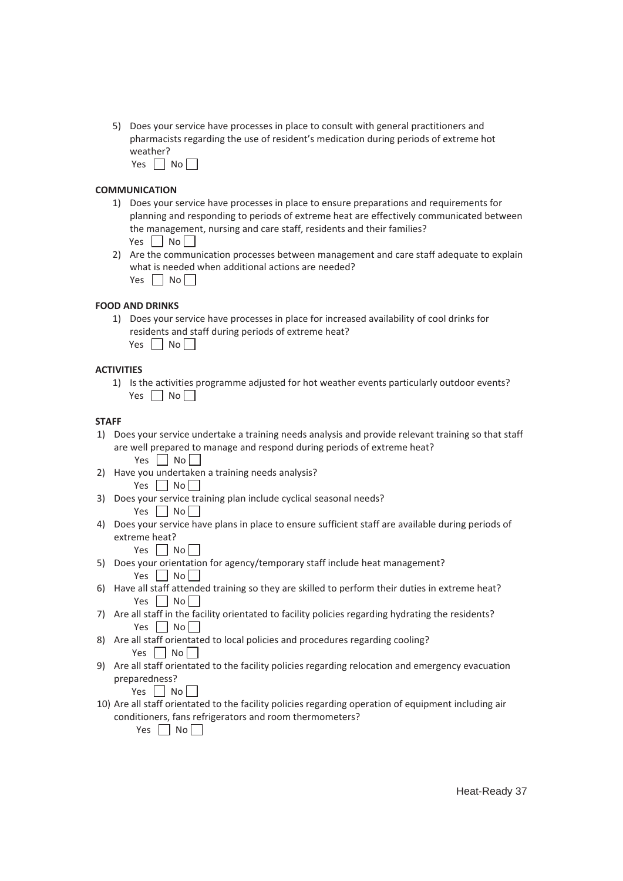5) Does your service have processes in place to consult with general practitioners and pharmacists regarding the use of resident's medication during periods of extreme hot weather?
   Yes ☐ No ☐

**COMMUNICATION**

1) Does your service have processes in place to ensure preparations and requirements for planning and responding to periods of extreme heat are effectively communicated between the management, nursing and care staff, residents and their families?
   Yes ☐ No ☐
2) Are the communication processes between management and care staff adequate to explain what is needed when additional actions are needed?
   Yes ☐ No ☐

**FOOD AND DRINKS**

1) Does your service have processes in place for increased availability of cool drinks for residents and staff during periods of extreme heat?
   Yes ☐ No ☐

**ACTIVITIES**

1) Is the activities programme adjusted for hot weather events particularly outdoor events?
   Yes ☐ No ☐

**STAFF**

1) Does your service undertake a training needs analysis and provide relevant training so that staff are well prepared to manage and respond during periods of extreme heat?
   Yes ☐ No ☐
2) Have you undertaken a training needs analysis?
   Yes ☐ No ☐
3) Does your service training plan include cyclical seasonal needs?
   Yes ☐ No ☐
4) Does your service have plans in place to ensure sufficient staff are available during periods of extreme heat?
   Yes ☐ No ☐
5) Does your orientation for agency/temporary staff include heat management?
   Yes ☐ No ☐
6) Have all staff attended training so they are skilled to perform their duties in extreme heat?
   Yes ☐ No ☐
7) Are all staff in the facility orientated to facility policies regarding hydrating the residents?
   Yes ☐ No ☐
8) Are all staff orientated to local policies and procedures regarding cooling?
   Yes ☐ No ☐
9) Are all staff orientated to the facility policies regarding relocation and emergency evacuation preparedness?
   Yes ☐ No ☐
10) Are all staff orientated to the facility policies regarding operation of equipment including air conditioners, fans refrigerators and room thermometers?
   Yes ☐ No ☐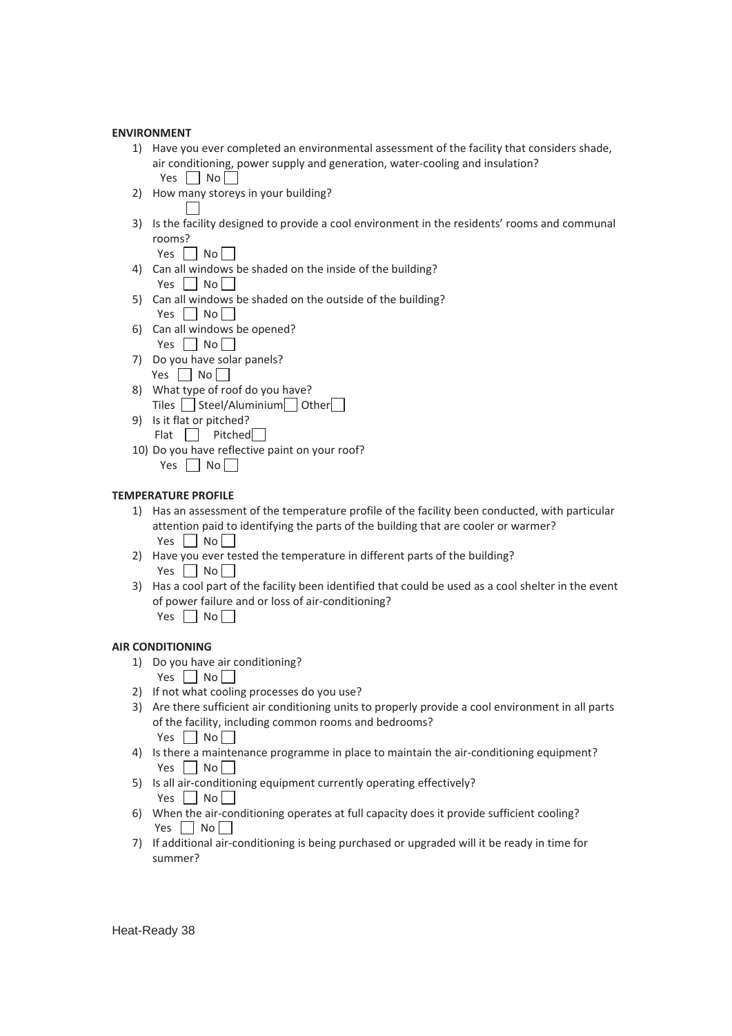**ENVIRONMENT**

1) Have you ever completed an environmental assessment of the facility that considers shade, air conditioning, power supply and generation, water-cooling and insulation?
   Yes ☐ No ☐
2) How many storeys in your building?
   ☐
3) Is the facility designed to provide a cool environment in the residents' rooms and communal rooms?
   Yes ☐ No ☐
4) Can all windows be shaded on the inside of the building?
   Yes ☐ No ☐
5) Can all windows be shaded on the outside of the building?
   Yes ☐ No ☐
6) Can all windows be opened?
   Yes ☐ No ☐
7) Do you have solar panels?
   Yes ☐ No ☐
8) What type of roof do you have?
   Tiles ☐ Steel/Aluminium ☐ Other ☐
9) Is it flat or pitched?
   Flat ☐ Pitched ☐
10) Do you have reflective paint on your roof?
    Yes ☐ No ☐

**TEMPERATURE PROFILE**

1) Has an assessment of the temperature profile of the facility been conducted, with particular attention paid to identifying the parts of the building that are cooler or warmer?
   Yes ☐ No ☐
2) Have you ever tested the temperature in different parts of the building?
   Yes ☐ No ☐
3) Has a cool part of the facility been identified that could be used as a cool shelter in the event of power failure and or loss of air-conditioning?
   Yes ☐ No ☐

**AIR CONDITIONING**

1) Do you have air conditioning?
   Yes ☐ No ☐
2) If not what cooling processes do you use?
3) Are there sufficient air conditioning units to properly provide a cool environment in all parts of the facility, including common rooms and bedrooms?
   Yes ☐ No ☐
4) Is there a maintenance programme in place to maintain the air-conditioning equipment?
   Yes ☐ No ☐
5) Is all air-conditioning equipment currently operating effectively?
   Yes ☐ No ☐
6) When the air-conditioning operates at full capacity does it provide sufficient cooling?
   Yes ☐ No ☐
7) If additional air-conditioning is being purchased or upgraded will it be ready in time for summer?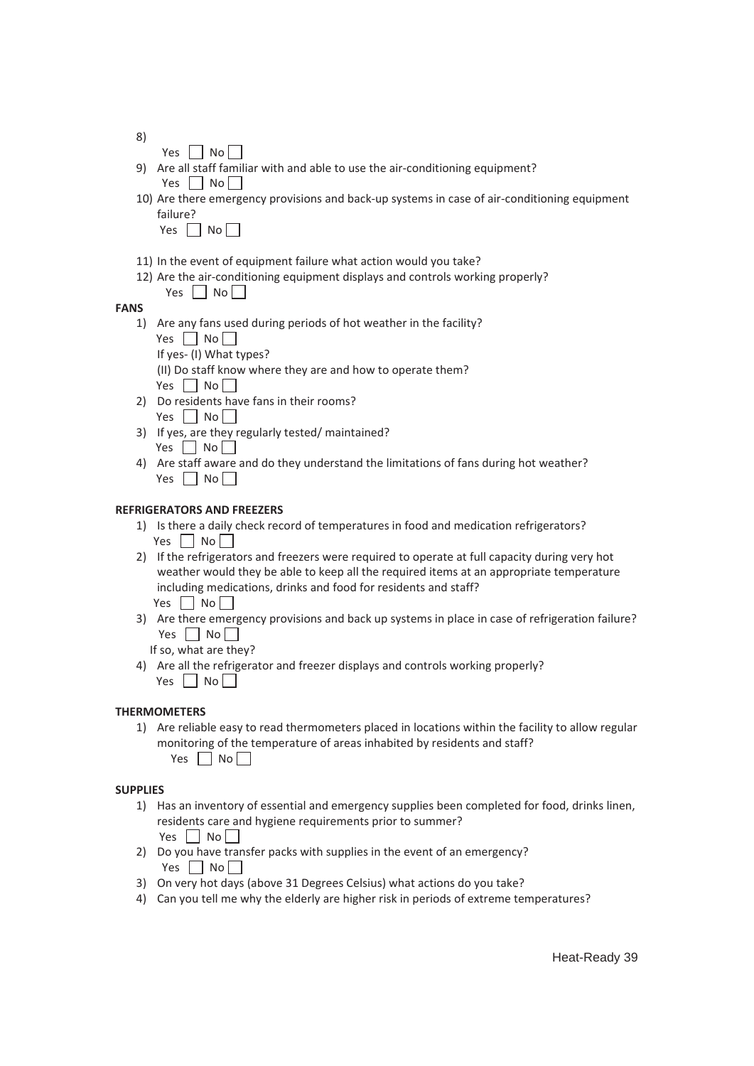8)

Yes ☐ No ☐

9) Are all staff familiar with and able to use the air-conditioning equipment?

   Yes ☐ No ☐

10) Are there emergency provisions and back-up systems in case of air-conditioning equipment failure?

    Yes ☐ No ☐

11) In the event of equipment failure what action would you take?

12) Are the air-conditioning equipment displays and controls working properly?

    Yes ☐ No ☐

**FANS**

1) Are any fans used during periods of hot weather in the facility?

   Yes ☐ No ☐

   If yes- (I) What types?

   (II) Do staff know where they are and how to operate them?

   Yes ☐ No ☐

2) Do residents have fans in their rooms?

   Yes ☐ No ☐

3) If yes, are they regularly tested/ maintained?

   Yes ☐ No ☐

4) Are staff aware and do they understand the limitations of fans during hot weather?

   Yes ☐ No ☐

**REFRIGERATORS AND FREEZERS**

1) Is there a daily check record of temperatures in food and medication refrigerators?

   Yes ☐ No ☐

2) If the refrigerators and freezers were required to operate at full capacity during very hot weather would they be able to keep all the required items at an appropriate temperature including medications, drinks and food for residents and staff?

   Yes ☐ No ☐

3) Are there emergency provisions and back up systems in place in case of refrigeration failure?

   Yes ☐ No ☐

   If so, what are they?

4) Are all the refrigerator and freezer displays and controls working properly?

   Yes ☐ No ☐

**THERMOMETERS**

1) Are reliable easy to read thermometers placed in locations within the facility to allow regular monitoring of the temperature of areas inhabited by residents and staff?

   Yes ☐ No ☐

**SUPPLIES**

1) Has an inventory of essential and emergency supplies been completed for food, drinks linen, residents care and hygiene requirements prior to summer?

   Yes ☐ No ☐

2) Do you have transfer packs with supplies in the event of an emergency?

   Yes ☐ No ☐

3) On very hot days (above 31 Degrees Celsius) what actions do you take?

4) Can you tell me why the elderly are higher risk in periods of extreme temperatures?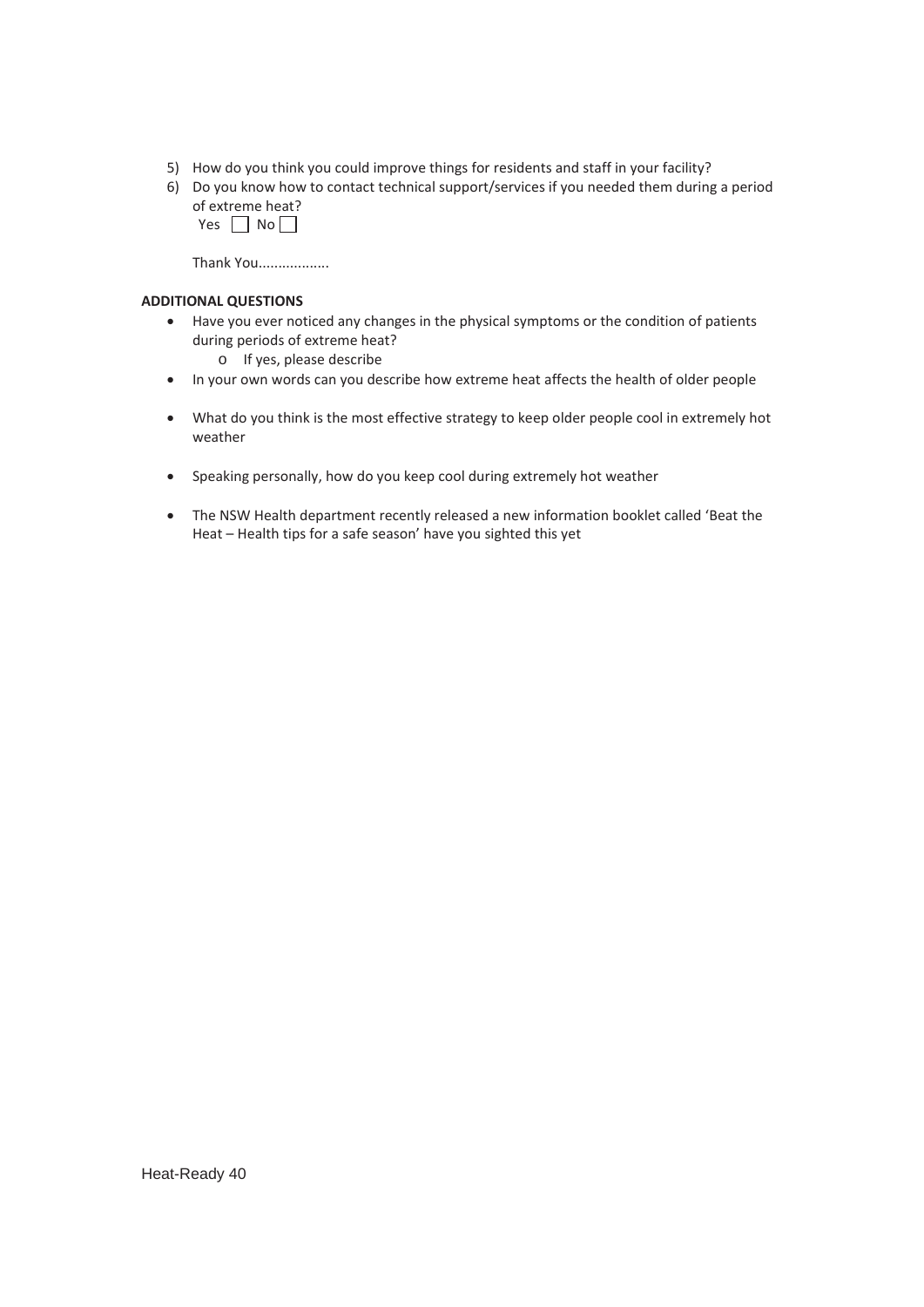5) How do you think you could improve things for residents and staff in your facility?
6) Do you know how to contact technical support/services if you needed them during a period of extreme heat?

   Yes ☐ No ☐

   Thank You.................

**ADDITIONAL QUESTIONS**

- Have you ever noticed any changes in the physical symptoms or the condition of patients during periods of extreme heat?
  - If yes, please describe
- In your own words can you describe how extreme heat affects the health of older people
- What do you think is the most effective strategy to keep older people cool in extremely hot weather
- Speaking personally, how do you keep cool during extremely hot weather
- The NSW Health department recently released a new information booklet called 'Beat the Heat – Health tips for a safe season' have you sighted this yet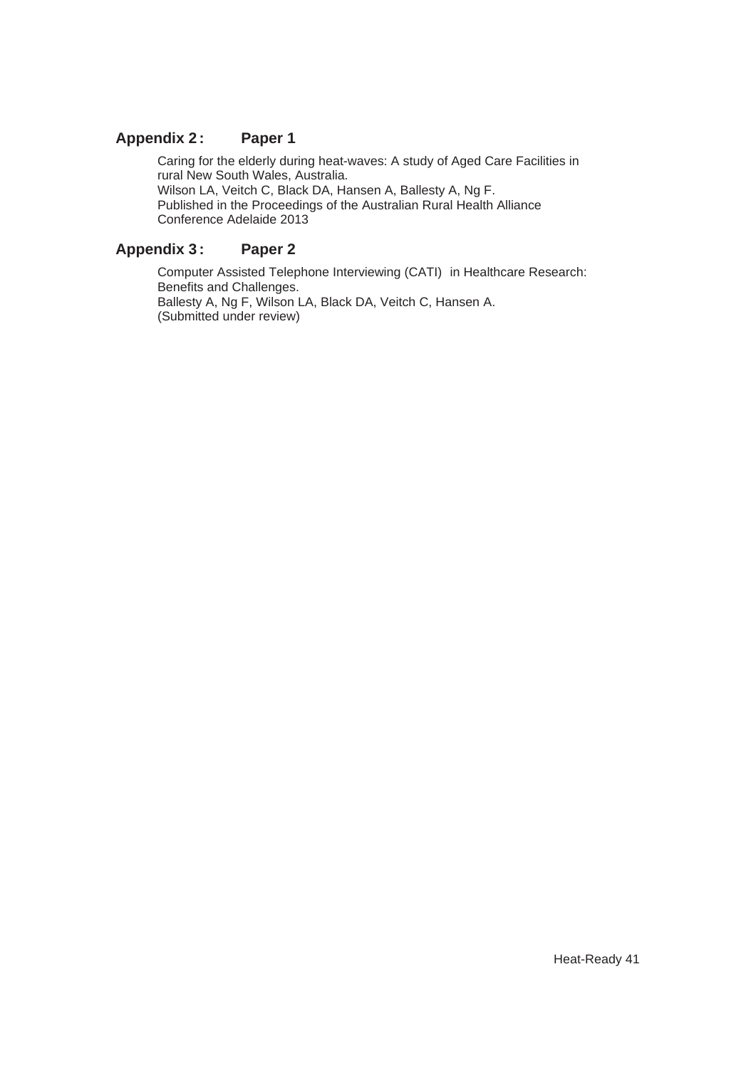## Appendix 2: Paper 1

Caring for the elderly during heat-waves: A study of Aged Care Facilities in rural New South Wales, Australia.
Wilson LA, Veitch C, Black DA, Hansen A, Ballesty A, Ng F.
Published in the Proceedings of the Australian Rural Health Alliance Conference Adelaide 2013

## Appendix 3: Paper 2

Computer Assisted Telephone Interviewing (CATI) in Healthcare Research: Benefits and Challenges.
Ballesty A, Ng F, Wilson LA, Black DA, Veitch C, Hansen A.
(Submitted under review)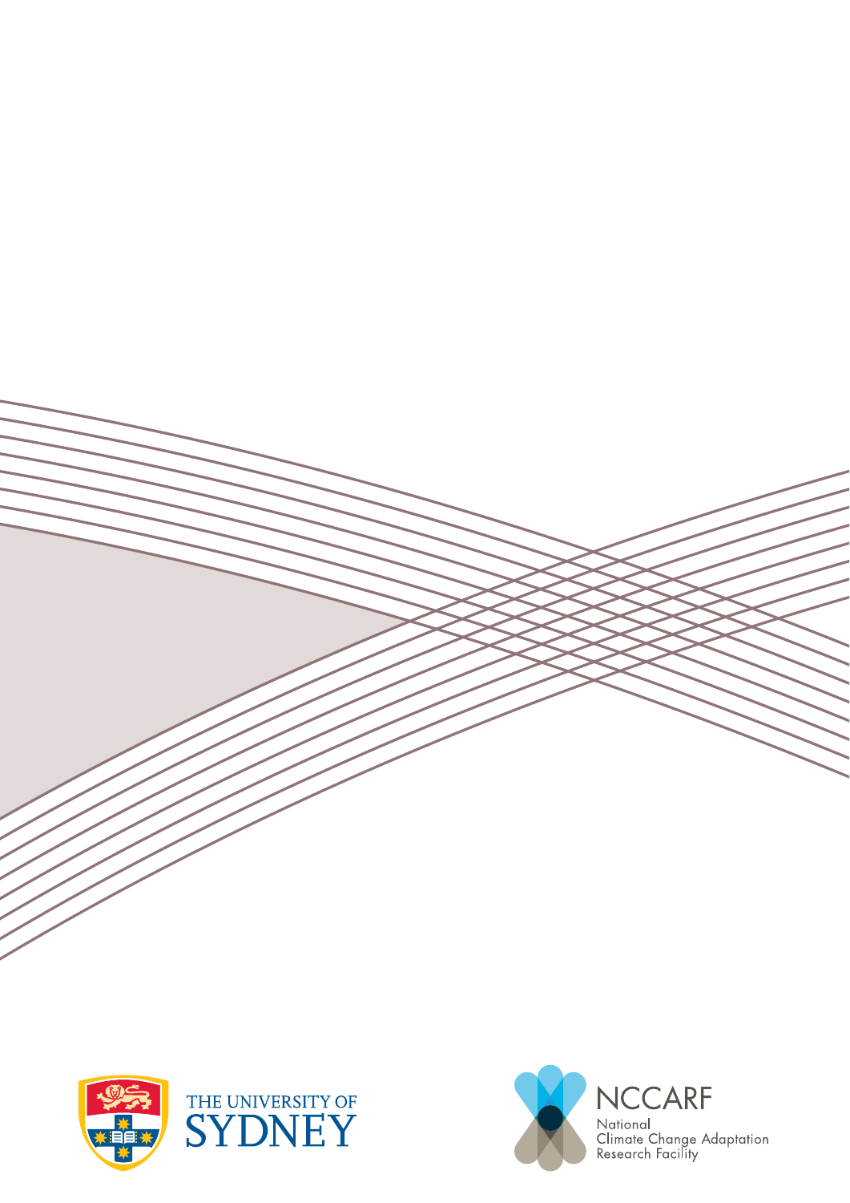THE UNIVERSITY OF SYDNEY

NCCARF

National Climate Change Adaptation Research Facility